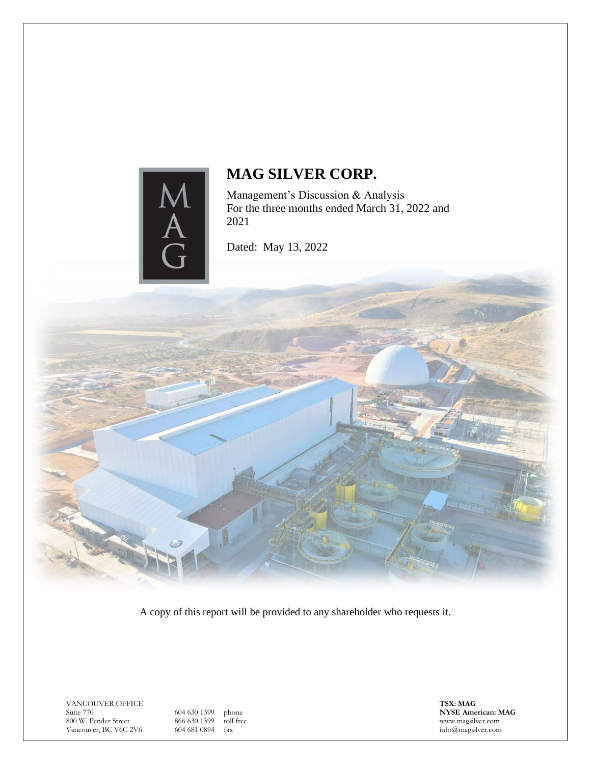# MAG SILVER CORP.

Management's Discussion & Analysis
For the three months ended March 31, 2022 and 2021

Dated: May 13, 2022

A copy of this report will be provided to any shareholder who requests it.

VANCOUVER OFFICE
Suite 770
800 W. Pender Street
Vancouver, BC V6C 2V6

604 630 1399 phone
866 630 1399 toll free
604 681 0894 fax

**TSX: MAG**
**NYSE American: MAG**
www.magsilver.com
info@magsilver.com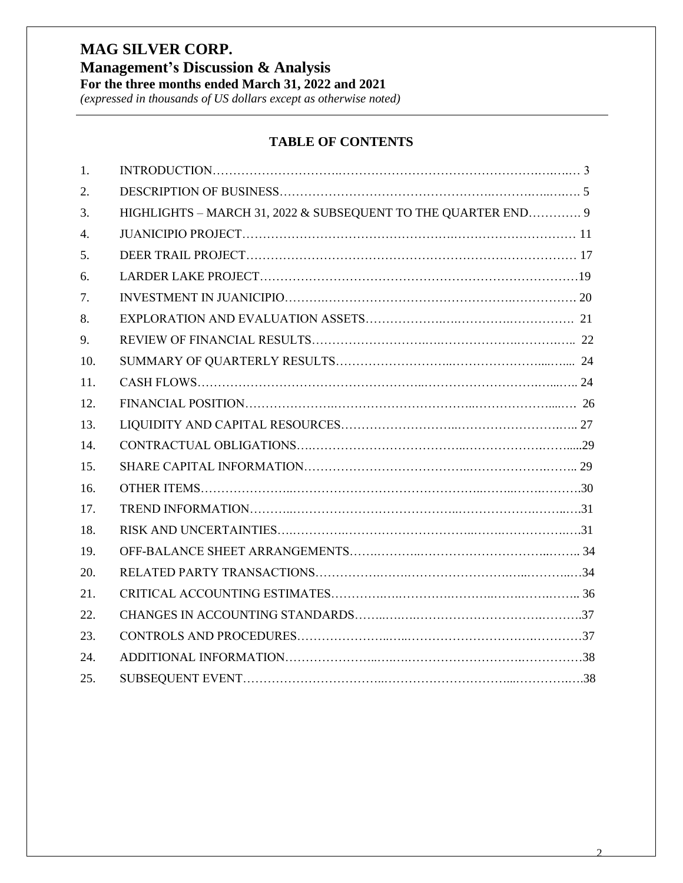# MAG SILVER CORP.

## Management's Discussion & Analysis

**For the three months ended March 31, 2022 and 2021**

*(expressed in thousands of US dollars except as otherwise noted)*

---

### TABLE OF CONTENTS

| | | |
|---|---|---|
| 1. | INTRODUCTION | 3 |
| 2. | DESCRIPTION OF BUSINESS | 5 |
| 3. | HIGHLIGHTS – MARCH 31, 2022 & SUBSEQUENT TO THE QUARTER END | 9 |
| 4. | JUANICIPIO PROJECT | 11 |
| 5. | DEER TRAIL PROJECT | 17 |
| 6. | LARDER LAKE PROJECT | 19 |
| 7. | INVESTMENT IN JUANICIPIO | 20 |
| 8. | EXPLORATION AND EVALUATION ASSETS | 21 |
| 9. | REVIEW OF FINANCIAL RESULTS | 22 |
| 10. | SUMMARY OF QUARTERLY RESULTS | 24 |
| 11. | CASH FLOWS | 24 |
| 12. | FINANCIAL POSITION | 26 |
| 13. | LIQUIDITY AND CAPITAL RESOURCES | 27 |
| 14. | CONTRACTUAL OBLIGATIONS | 29 |
| 15. | SHARE CAPITAL INFORMATION | 29 |
| 16. | OTHER ITEMS | 30 |
| 17. | TREND INFORMATION | 31 |
| 18. | RISK AND UNCERTAINTIES | 31 |
| 19. | OFF-BALANCE SHEET ARRANGEMENTS | 34 |
| 20. | RELATED PARTY TRANSACTIONS | 34 |
| 21. | CRITICAL ACCOUNTING ESTIMATES | 36 |
| 22. | CHANGES IN ACCOUNTING STANDARDS | 37 |
| 23. | CONTROLS AND PROCEDURES | 37 |
| 24. | ADDITIONAL INFORMATION | 38 |
| 25. | SUBSEQUENT EVENT | 38 |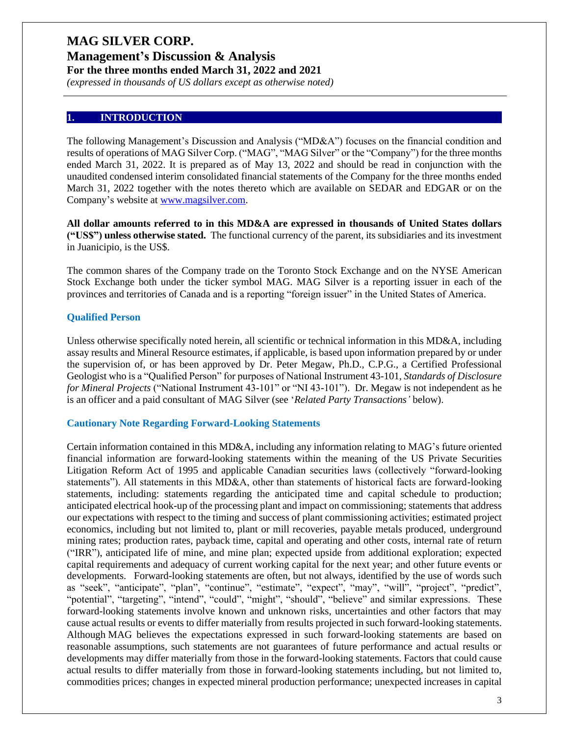# MAG SILVER CORP.

## Management's Discussion & Analysis

### For the three months ended March 31, 2022 and 2021

*(expressed in thousands of US dollars except as otherwise noted)*

## 1. INTRODUCTION

The following Management's Discussion and Analysis ("MD&A") focuses on the financial condition and results of operations of MAG Silver Corp. ("MAG", "MAG Silver" or the "Company") for the three months ended March 31, 2022. It is prepared as of May 13, 2022 and should be read in conjunction with the unaudited condensed interim consolidated financial statements of the Company for the three months ended March 31, 2022 together with the notes thereto which are available on SEDAR and EDGAR or on the Company's website at www.magsilver.com.

**All dollar amounts referred to in this MD&A are expressed in thousands of United States dollars ("US$") unless otherwise stated.** The functional currency of the parent, its subsidiaries and its investment in Juanicipio, is the US$.

The common shares of the Company trade on the Toronto Stock Exchange and on the NYSE American Stock Exchange both under the ticker symbol MAG. MAG Silver is a reporting issuer in each of the provinces and territories of Canada and is a reporting "foreign issuer" in the United States of America.

### Qualified Person

Unless otherwise specifically noted herein, all scientific or technical information in this MD&A, including assay results and Mineral Resource estimates, if applicable, is based upon information prepared by or under the supervision of, or has been approved by Dr. Peter Megaw, Ph.D., C.P.G., a Certified Professional Geologist who is a "Qualified Person" for purposes of National Instrument 43-101, *Standards of Disclosure for Mineral Projects* ("National Instrument 43-101" or "NI 43-101"). Dr. Megaw is not independent as he is an officer and a paid consultant of MAG Silver (see '*Related Party Transactions'* below).

### Cautionary Note Regarding Forward-Looking Statements

Certain information contained in this MD&A, including any information relating to MAG's future oriented financial information are forward-looking statements within the meaning of the US Private Securities Litigation Reform Act of 1995 and applicable Canadian securities laws (collectively "forward-looking statements"). All statements in this MD&A, other than statements of historical facts are forward-looking statements, including: statements regarding the anticipated time and capital schedule to production; anticipated electrical hook-up of the processing plant and impact on commissioning; statements that address our expectations with respect to the timing and success of plant commissioning activities; estimated project economics, including but not limited to, plant or mill recoveries, payable metals produced, underground mining rates; production rates, payback time, capital and operating and other costs, internal rate of return ("IRR"), anticipated life of mine, and mine plan; expected upside from additional exploration; expected capital requirements and adequacy of current working capital for the next year; and other future events or developments. Forward-looking statements are often, but not always, identified by the use of words such as "seek", "anticipate", "plan", "continue", "estimate", "expect", "may", "will", "project", "predict", "potential", "targeting", "intend", "could", "might", "should", "believe" and similar expressions. These forward-looking statements involve known and unknown risks, uncertainties and other factors that may cause actual results or events to differ materially from results projected in such forward-looking statements. Although MAG believes the expectations expressed in such forward-looking statements are based on reasonable assumptions, such statements are not guarantees of future performance and actual results or developments may differ materially from those in the forward-looking statements. Factors that could cause actual results to differ materially from those in forward-looking statements including, but not limited to, commodities prices; changes in expected mineral production performance; unexpected increases in capital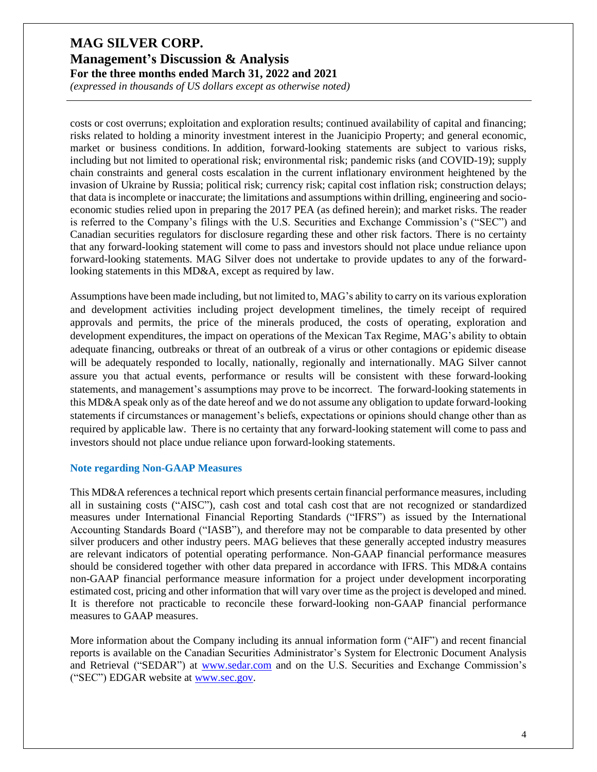costs or cost overruns; exploitation and exploration results; continued availability of capital and financing; risks related to holding a minority investment interest in the Juanicipio Property; and general economic, market or business conditions. In addition, forward-looking statements are subject to various risks, including but not limited to operational risk; environmental risk; pandemic risks (and COVID-19); supply chain constraints and general costs escalation in the current inflationary environment heightened by the invasion of Ukraine by Russia; political risk; currency risk; capital cost inflation risk; construction delays; that data is incomplete or inaccurate; the limitations and assumptions within drilling, engineering and socio-economic studies relied upon in preparing the 2017 PEA (as defined herein); and market risks. The reader is referred to the Company's filings with the U.S. Securities and Exchange Commission's ("SEC") and Canadian securities regulators for disclosure regarding these and other risk factors. There is no certainty that any forward-looking statement will come to pass and investors should not place undue reliance upon forward-looking statements. MAG Silver does not undertake to provide updates to any of the forward-looking statements in this MD&A, except as required by law.

Assumptions have been made including, but not limited to, MAG's ability to carry on its various exploration and development activities including project development timelines, the timely receipt of required approvals and permits, the price of the minerals produced, the costs of operating, exploration and development expenditures, the impact on operations of the Mexican Tax Regime, MAG's ability to obtain adequate financing, outbreaks or threat of an outbreak of a virus or other contagions or epidemic disease will be adequately responded to locally, nationally, regionally and internationally. MAG Silver cannot assure you that actual events, performance or results will be consistent with these forward-looking statements, and management's assumptions may prove to be incorrect. The forward-looking statements in this MD&A speak only as of the date hereof and we do not assume any obligation to update forward-looking statements if circumstances or management's beliefs, expectations or opinions should change other than as required by applicable law. There is no certainty that any forward-looking statement will come to pass and investors should not place undue reliance upon forward-looking statements.

### Note regarding Non-GAAP Measures

This MD&A references a technical report which presents certain financial performance measures, including all in sustaining costs ("AISC"), cash cost and total cash cost that are not recognized or standardized measures under International Financial Reporting Standards ("IFRS") as issued by the International Accounting Standards Board ("IASB"), and therefore may not be comparable to data presented by other silver producers and other industry peers. MAG believes that these generally accepted industry measures are relevant indicators of potential operating performance. Non-GAAP financial performance measures should be considered together with other data prepared in accordance with IFRS. This MD&A contains non-GAAP financial performance measure information for a project under development incorporating estimated cost, pricing and other information that will vary over time as the project is developed and mined. It is therefore not practicable to reconcile these forward-looking non-GAAP financial performance measures to GAAP measures.

More information about the Company including its annual information form ("AIF") and recent financial reports is available on the Canadian Securities Administrator's System for Electronic Document Analysis and Retrieval ("SEDAR") at www.sedar.com and on the U.S. Securities and Exchange Commission's ("SEC") EDGAR website at www.sec.gov.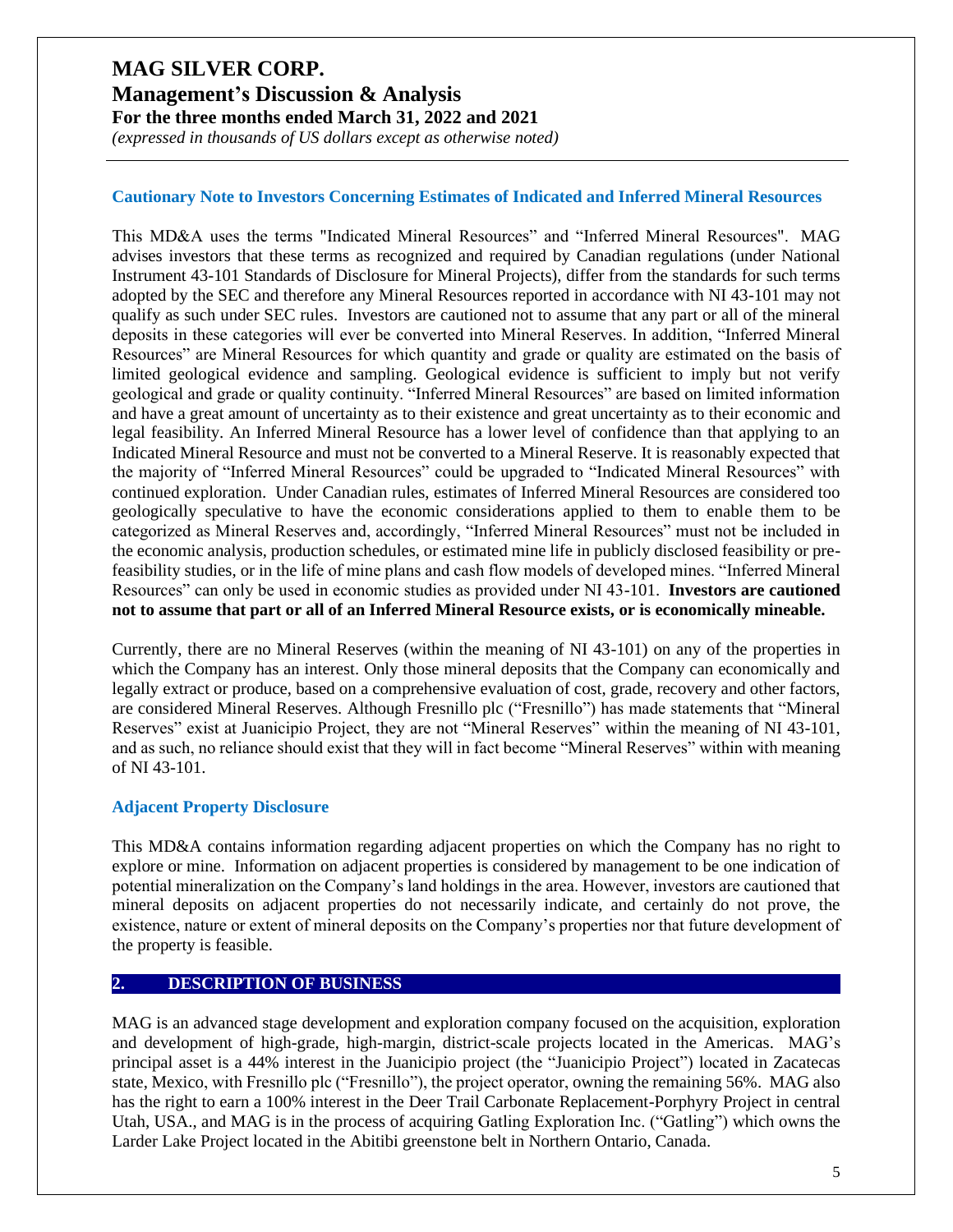### Cautionary Note to Investors Concerning Estimates of Indicated and Inferred Mineral Resources

This MD&A uses the terms "Indicated Mineral Resources" and "Inferred Mineral Resources". MAG advises investors that these terms as recognized and required by Canadian regulations (under National Instrument 43-101 Standards of Disclosure for Mineral Projects), differ from the standards for such terms adopted by the SEC and therefore any Mineral Resources reported in accordance with NI 43-101 may not qualify as such under SEC rules. Investors are cautioned not to assume that any part or all of the mineral deposits in these categories will ever be converted into Mineral Reserves. In addition, "Inferred Mineral Resources" are Mineral Resources for which quantity and grade or quality are estimated on the basis of limited geological evidence and sampling. Geological evidence is sufficient to imply but not verify geological and grade or quality continuity. "Inferred Mineral Resources" are based on limited information and have a great amount of uncertainty as to their existence and great uncertainty as to their economic and legal feasibility. An Inferred Mineral Resource has a lower level of confidence than that applying to an Indicated Mineral Resource and must not be converted to a Mineral Reserve. It is reasonably expected that the majority of "Inferred Mineral Resources" could be upgraded to "Indicated Mineral Resources" with continued exploration. Under Canadian rules, estimates of Inferred Mineral Resources are considered too geologically speculative to have the economic considerations applied to them to enable them to be categorized as Mineral Reserves and, accordingly, "Inferred Mineral Resources" must not be included in the economic analysis, production schedules, or estimated mine life in publicly disclosed feasibility or pre-feasibility studies, or in the life of mine plans and cash flow models of developed mines. "Inferred Mineral Resources" can only be used in economic studies as provided under NI 43-101. **Investors are cautioned not to assume that part or all of an Inferred Mineral Resource exists, or is economically mineable.**

Currently, there are no Mineral Reserves (within the meaning of NI 43-101) on any of the properties in which the Company has an interest. Only those mineral deposits that the Company can economically and legally extract or produce, based on a comprehensive evaluation of cost, grade, recovery and other factors, are considered Mineral Reserves. Although Fresnillo plc ("Fresnillo") has made statements that "Mineral Reserves" exist at Juanicipio Project, they are not "Mineral Reserves" within the meaning of NI 43-101, and as such, no reliance should exist that they will in fact become "Mineral Reserves" within with meaning of NI 43-101.

### Adjacent Property Disclosure

This MD&A contains information regarding adjacent properties on which the Company has no right to explore or mine. Information on adjacent properties is considered by management to be one indication of potential mineralization on the Company's land holdings in the area. However, investors are cautioned that mineral deposits on adjacent properties do not necessarily indicate, and certainly do not prove, the existence, nature or extent of mineral deposits on the Company's properties nor that future development of the property is feasible.

## 2. DESCRIPTION OF BUSINESS

MAG is an advanced stage development and exploration company focused on the acquisition, exploration and development of high-grade, high-margin, district-scale projects located in the Americas. MAG's principal asset is a 44% interest in the Juanicipio project (the "Juanicipio Project") located in Zacatecas state, Mexico, with Fresnillo plc ("Fresnillo"), the project operator, owning the remaining 56%. MAG also has the right to earn a 100% interest in the Deer Trail Carbonate Replacement-Porphyry Project in central Utah, USA., and MAG is in the process of acquiring Gatling Exploration Inc. ("Gatling") which owns the Larder Lake Project located in the Abitibi greenstone belt in Northern Ontario, Canada.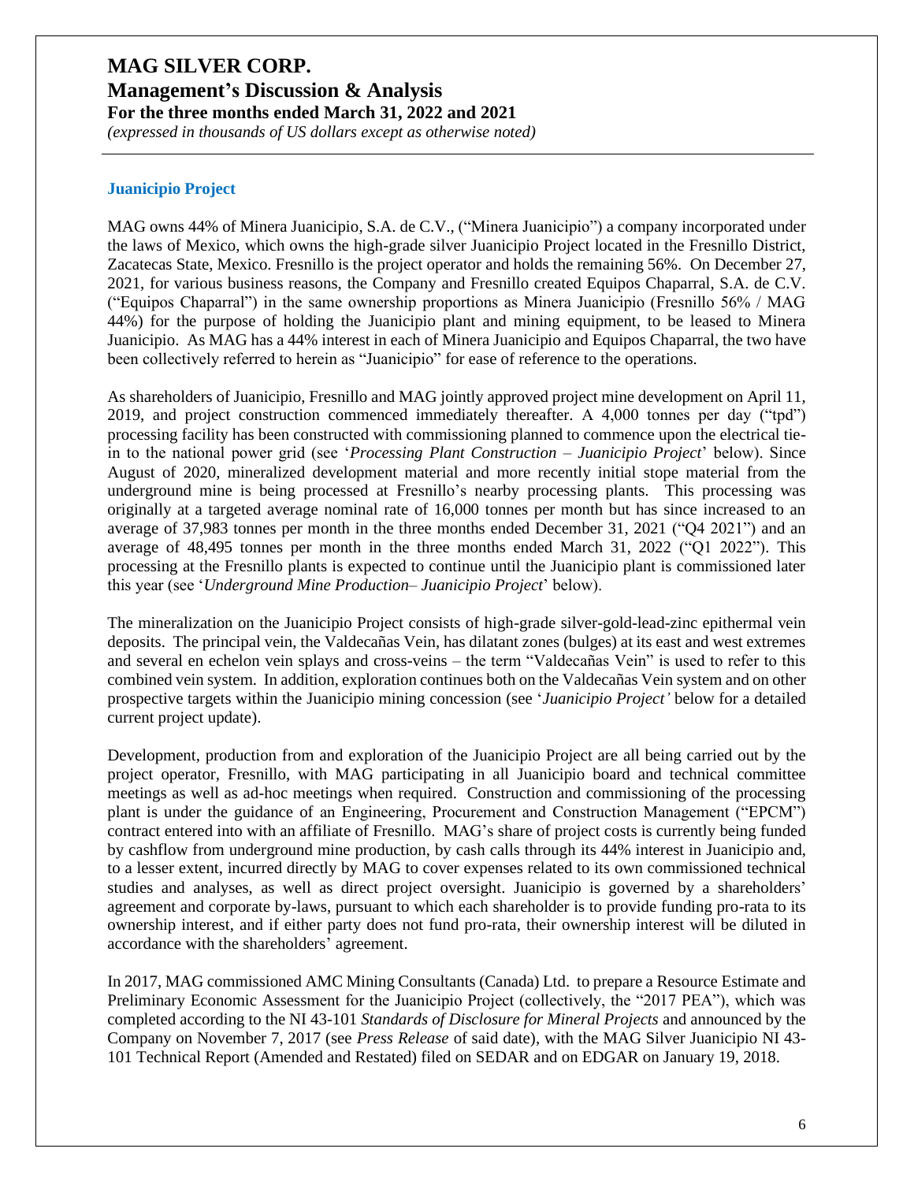## Juanicipio Project

MAG owns 44% of Minera Juanicipio, S.A. de C.V., ("Minera Juanicipio") a company incorporated under the laws of Mexico, which owns the high-grade silver Juanicipio Project located in the Fresnillo District, Zacatecas State, Mexico. Fresnillo is the project operator and holds the remaining 56%. On December 27, 2021, for various business reasons, the Company and Fresnillo created Equipos Chaparral, S.A. de C.V. ("Equipos Chaparral") in the same ownership proportions as Minera Juanicipio (Fresnillo 56% / MAG 44%) for the purpose of holding the Juanicipio plant and mining equipment, to be leased to Minera Juanicipio. As MAG has a 44% interest in each of Minera Juanicipio and Equipos Chaparral, the two have been collectively referred to herein as "Juanicipio" for ease of reference to the operations.

As shareholders of Juanicipio, Fresnillo and MAG jointly approved project mine development on April 11, 2019, and project construction commenced immediately thereafter. A 4,000 tonnes per day ("tpd") processing facility has been constructed with commissioning planned to commence upon the electrical tie-in to the national power grid (see '*Processing Plant Construction – Juanicipio Project*' below). Since August of 2020, mineralized development material and more recently initial stope material from the underground mine is being processed at Fresnillo's nearby processing plants. This processing was originally at a targeted average nominal rate of 16,000 tonnes per month but has since increased to an average of 37,983 tonnes per month in the three months ended December 31, 2021 ("Q4 2021") and an average of 48,495 tonnes per month in the three months ended March 31, 2022 ("Q1 2022"). This processing at the Fresnillo plants is expected to continue until the Juanicipio plant is commissioned later this year (see '*Underground Mine Production– Juanicipio Project*' below).

The mineralization on the Juanicipio Project consists of high-grade silver-gold-lead-zinc epithermal vein deposits. The principal vein, the Valdecañas Vein, has dilatant zones (bulges) at its east and west extremes and several en echelon vein splays and cross-veins – the term "Valdecañas Vein" is used to refer to this combined vein system. In addition, exploration continues both on the Valdecañas Vein system and on other prospective targets within the Juanicipio mining concession (see '*Juanicipio Project'* below for a detailed current project update).

Development, production from and exploration of the Juanicipio Project are all being carried out by the project operator, Fresnillo, with MAG participating in all Juanicipio board and technical committee meetings as well as ad-hoc meetings when required. Construction and commissioning of the processing plant is under the guidance of an Engineering, Procurement and Construction Management ("EPCM") contract entered into with an affiliate of Fresnillo. MAG's share of project costs is currently being funded by cashflow from underground mine production, by cash calls through its 44% interest in Juanicipio and, to a lesser extent, incurred directly by MAG to cover expenses related to its own commissioned technical studies and analyses, as well as direct project oversight. Juanicipio is governed by a shareholders' agreement and corporate by-laws, pursuant to which each shareholder is to provide funding pro-rata to its ownership interest, and if either party does not fund pro-rata, their ownership interest will be diluted in accordance with the shareholders' agreement.

In 2017, MAG commissioned AMC Mining Consultants (Canada) Ltd. to prepare a Resource Estimate and Preliminary Economic Assessment for the Juanicipio Project (collectively, the "2017 PEA"), which was completed according to the NI 43-101 *Standards of Disclosure for Mineral Projects* and announced by the Company on November 7, 2017 (see *Press Release* of said date), with the MAG Silver Juanicipio NI 43-101 Technical Report (Amended and Restated) filed on SEDAR and on EDGAR on January 19, 2018.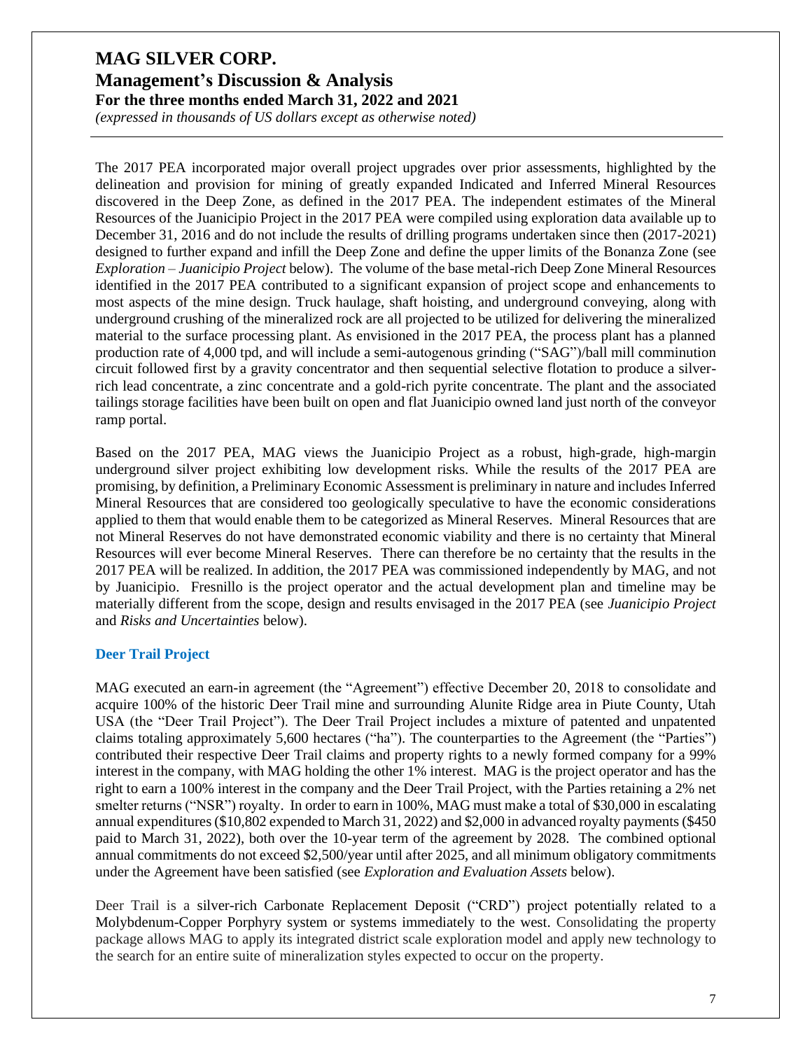The 2017 PEA incorporated major overall project upgrades over prior assessments, highlighted by the delineation and provision for mining of greatly expanded Indicated and Inferred Mineral Resources discovered in the Deep Zone, as defined in the 2017 PEA. The independent estimates of the Mineral Resources of the Juanicipio Project in the 2017 PEA were compiled using exploration data available up to December 31, 2016 and do not include the results of drilling programs undertaken since then (2017-2021) designed to further expand and infill the Deep Zone and define the upper limits of the Bonanza Zone (see *Exploration – Juanicipio Project* below). The volume of the base metal-rich Deep Zone Mineral Resources identified in the 2017 PEA contributed to a significant expansion of project scope and enhancements to most aspects of the mine design. Truck haulage, shaft hoisting, and underground conveying, along with underground crushing of the mineralized rock are all projected to be utilized for delivering the mineralized material to the surface processing plant. As envisioned in the 2017 PEA, the process plant has a planned production rate of 4,000 tpd, and will include a semi-autogenous grinding ("SAG")/ball mill comminution circuit followed first by a gravity concentrator and then sequential selective flotation to produce a silver-rich lead concentrate, a zinc concentrate and a gold-rich pyrite concentrate. The plant and the associated tailings storage facilities have been built on open and flat Juanicipio owned land just north of the conveyor ramp portal.

Based on the 2017 PEA, MAG views the Juanicipio Project as a robust, high-grade, high-margin underground silver project exhibiting low development risks. While the results of the 2017 PEA are promising, by definition, a Preliminary Economic Assessment is preliminary in nature and includes Inferred Mineral Resources that are considered too geologically speculative to have the economic considerations applied to them that would enable them to be categorized as Mineral Reserves. Mineral Resources that are not Mineral Reserves do not have demonstrated economic viability and there is no certainty that Mineral Resources will ever become Mineral Reserves. There can therefore be no certainty that the results in the 2017 PEA will be realized. In addition, the 2017 PEA was commissioned independently by MAG, and not by Juanicipio. Fresnillo is the project operator and the actual development plan and timeline may be materially different from the scope, design and results envisaged in the 2017 PEA (see *Juanicipio Project* and *Risks and Uncertainties* below).

### Deer Trail Project

MAG executed an earn-in agreement (the "Agreement") effective December 20, 2018 to consolidate and acquire 100% of the historic Deer Trail mine and surrounding Alunite Ridge area in Piute County, Utah USA (the "Deer Trail Project"). The Deer Trail Project includes a mixture of patented and unpatented claims totaling approximately 5,600 hectares ("ha"). The counterparties to the Agreement (the "Parties") contributed their respective Deer Trail claims and property rights to a newly formed company for a 99% interest in the company, with MAG holding the other 1% interest. MAG is the project operator and has the right to earn a 100% interest in the company and the Deer Trail Project, with the Parties retaining a 2% net smelter returns ("NSR") royalty. In order to earn in 100%, MAG must make a total of $30,000 in escalating annual expenditures ($10,802 expended to March 31, 2022) and $2,000 in advanced royalty payments ($450 paid to March 31, 2022), both over the 10-year term of the agreement by 2028. The combined optional annual commitments do not exceed $2,500/year until after 2025, and all minimum obligatory commitments under the Agreement have been satisfied (see *Exploration and Evaluation Assets* below).

Deer Trail is a silver-rich Carbonate Replacement Deposit ("CRD") project potentially related to a Molybdenum-Copper Porphyry system or systems immediately to the west. Consolidating the property package allows MAG to apply its integrated district scale exploration model and apply new technology to the search for an entire suite of mineralization styles expected to occur on the property.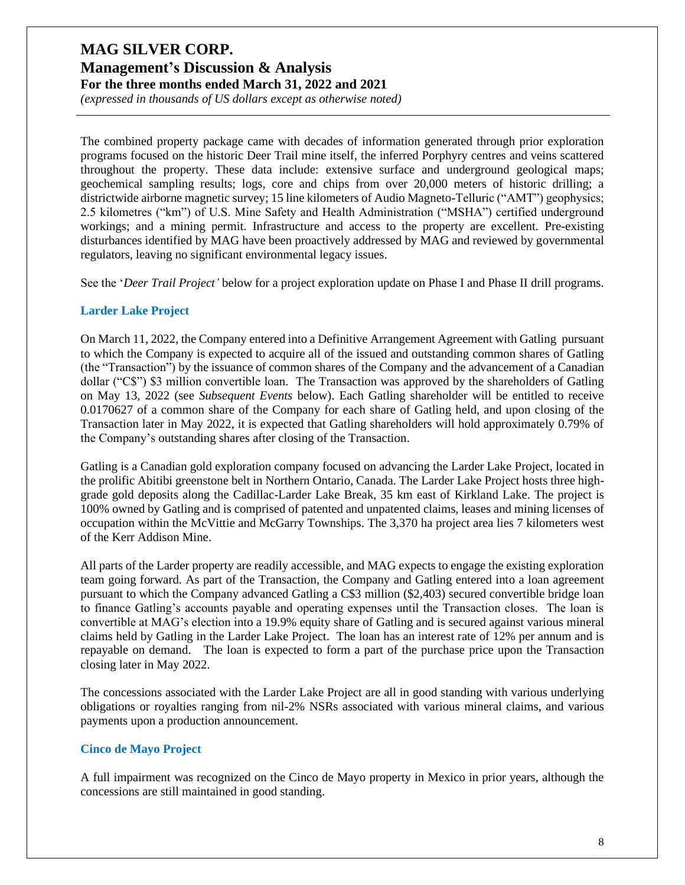The combined property package came with decades of information generated through prior exploration programs focused on the historic Deer Trail mine itself, the inferred Porphyry centres and veins scattered throughout the property. These data include: extensive surface and underground geological maps; geochemical sampling results; logs, core and chips from over 20,000 meters of historic drilling; a districtwide airborne magnetic survey; 15 line kilometers of Audio Magneto-Telluric ("AMT") geophysics; 2.5 kilometres ("km") of U.S. Mine Safety and Health Administration ("MSHA") certified underground workings; and a mining permit. Infrastructure and access to the property are excellent. Pre-existing disturbances identified by MAG have been proactively addressed by MAG and reviewed by governmental regulators, leaving no significant environmental legacy issues.

See the '*Deer Trail Project'* below for a project exploration update on Phase I and Phase II drill programs.

### Larder Lake Project

On March 11, 2022, the Company entered into a Definitive Arrangement Agreement with Gatling pursuant to which the Company is expected to acquire all of the issued and outstanding common shares of Gatling (the "Transaction") by the issuance of common shares of the Company and the advancement of a Canadian dollar ("C$") $3 million convertible loan. The Transaction was approved by the shareholders of Gatling on May 13, 2022 (see *Subsequent Events* below). Each Gatling shareholder will be entitled to receive 0.0170627 of a common share of the Company for each share of Gatling held, and upon closing of the Transaction later in May 2022, it is expected that Gatling shareholders will hold approximately 0.79% of the Company's outstanding shares after closing of the Transaction.

Gatling is a Canadian gold exploration company focused on advancing the Larder Lake Project, located in the prolific Abitibi greenstone belt in Northern Ontario, Canada. The Larder Lake Project hosts three high-grade gold deposits along the Cadillac-Larder Lake Break, 35 km east of Kirkland Lake. The project is 100% owned by Gatling and is comprised of patented and unpatented claims, leases and mining licenses of occupation within the McVittie and McGarry Townships. The 3,370 ha project area lies 7 kilometers west of the Kerr Addison Mine.

All parts of the Larder property are readily accessible, and MAG expects to engage the existing exploration team going forward. As part of the Transaction, the Company and Gatling entered into a loan agreement pursuant to which the Company advanced Gatling a C$3 million ($2,403) secured convertible bridge loan to finance Gatling's accounts payable and operating expenses until the Transaction closes. The loan is convertible at MAG's election into a 19.9% equity share of Gatling and is secured against various mineral claims held by Gatling in the Larder Lake Project. The loan has an interest rate of 12% per annum and is repayable on demand. The loan is expected to form a part of the purchase price upon the Transaction closing later in May 2022.

The concessions associated with the Larder Lake Project are all in good standing with various underlying obligations or royalties ranging from nil-2% NSRs associated with various mineral claims, and various payments upon a production announcement.

### Cinco de Mayo Project

A full impairment was recognized on the Cinco de Mayo property in Mexico in prior years, although the concessions are still maintained in good standing.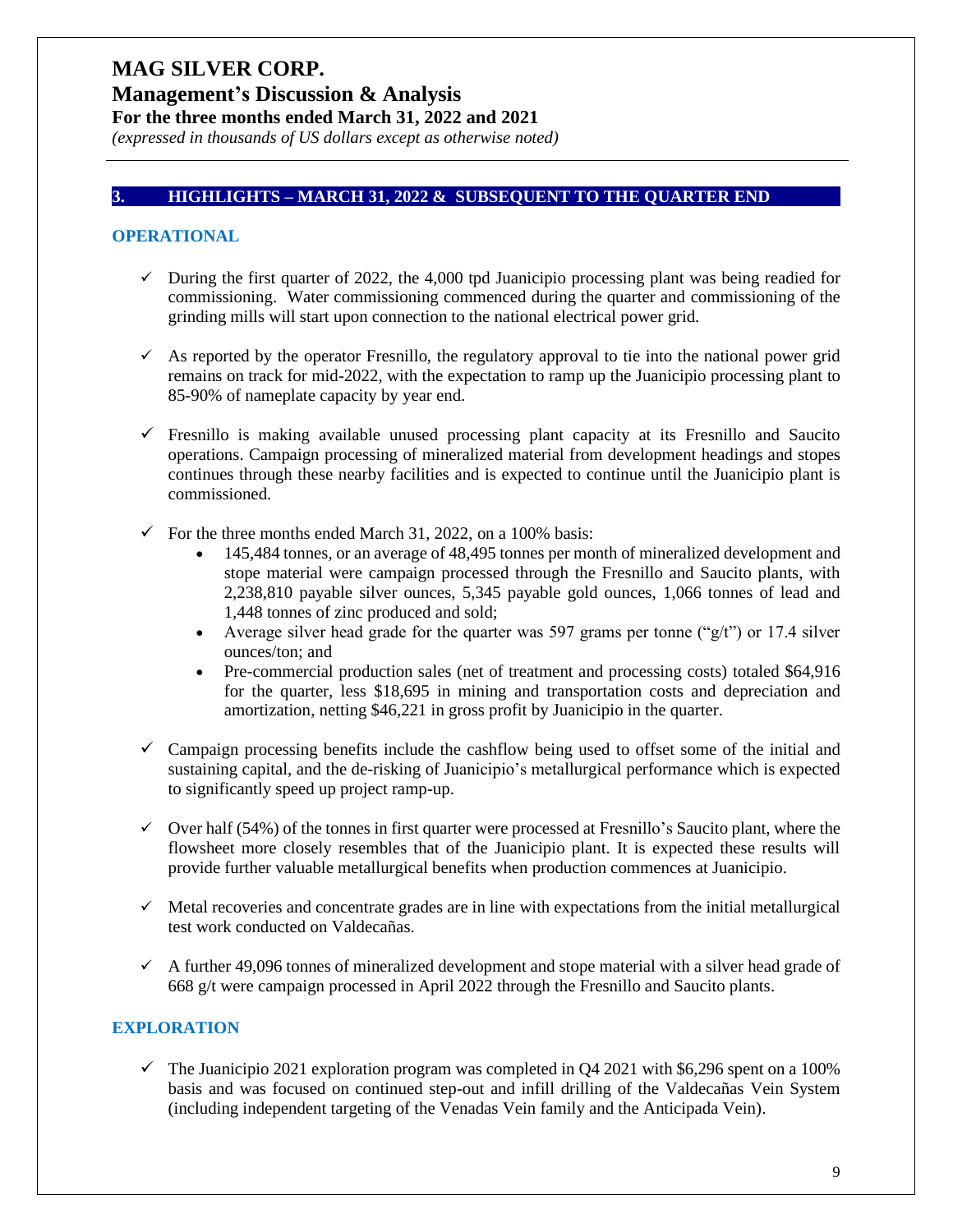## 3. HIGHLIGHTS – MARCH 31, 2022 & SUBSEQUENT TO THE QUARTER END

### OPERATIONAL

- ✓ During the first quarter of 2022, the 4,000 tpd Juanicipio processing plant was being readied for commissioning. Water commissioning commenced during the quarter and commissioning of the grinding mills will start upon connection to the national electrical power grid.

- ✓ As reported by the operator Fresnillo, the regulatory approval to tie into the national power grid remains on track for mid-2022, with the expectation to ramp up the Juanicipio processing plant to 85-90% of nameplate capacity by year end.

- ✓ Fresnillo is making available unused processing plant capacity at its Fresnillo and Saucito operations. Campaign processing of mineralized material from development headings and stopes continues through these nearby facilities and is expected to continue until the Juanicipio plant is commissioned.

- ✓ For the three months ended March 31, 2022, on a 100% basis:
    - 145,484 tonnes, or an average of 48,495 tonnes per month of mineralized development and stope material were campaign processed through the Fresnillo and Saucito plants, with 2,238,810 payable silver ounces, 5,345 payable gold ounces, 1,066 tonnes of lead and 1,448 tonnes of zinc produced and sold;
    - Average silver head grade for the quarter was 597 grams per tonne ("g/t") or 17.4 silver ounces/ton; and
    - Pre-commercial production sales (net of treatment and processing costs) totaled $64,916 for the quarter, less $18,695 in mining and transportation costs and depreciation and amortization, netting $46,221 in gross profit by Juanicipio in the quarter.

- ✓ Campaign processing benefits include the cashflow being used to offset some of the initial and sustaining capital, and the de-risking of Juanicipio's metallurgical performance which is expected to significantly speed up project ramp-up.

- ✓ Over half (54%) of the tonnes in first quarter were processed at Fresnillo's Saucito plant, where the flowsheet more closely resembles that of the Juanicipio plant. It is expected these results will provide further valuable metallurgical benefits when production commences at Juanicipio.

- ✓ Metal recoveries and concentrate grades are in line with expectations from the initial metallurgical test work conducted on Valdecañas.

- ✓ A further 49,096 tonnes of mineralized development and stope material with a silver head grade of 668 g/t were campaign processed in April 2022 through the Fresnillo and Saucito plants.

### EXPLORATION

- ✓ The Juanicipio 2021 exploration program was completed in Q4 2021 with $6,296 spent on a 100% basis and was focused on continued step-out and infill drilling of the Valdecañas Vein System (including independent targeting of the Venadas Vein family and the Anticipada Vein).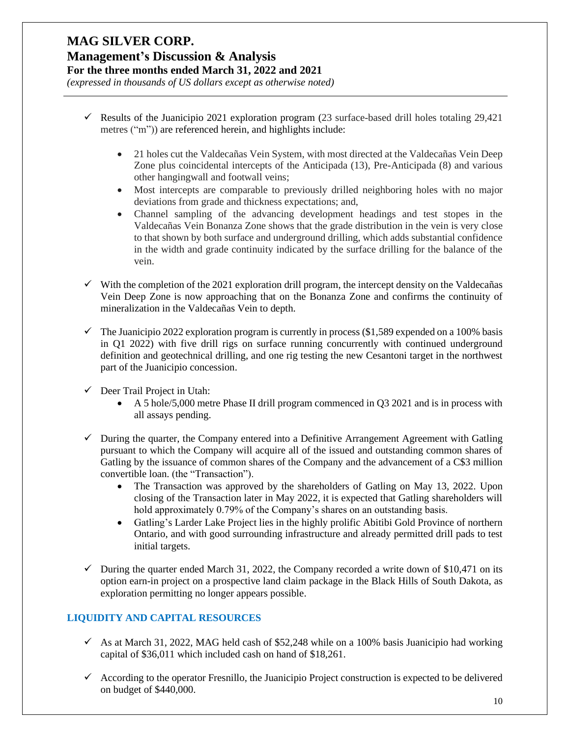- ✓ Results of the Juanicipio 2021 exploration program (23 surface-based drill holes totaling 29,421 metres ("m")) are referenced herein, and highlights include:
  - 21 holes cut the Valdecañas Vein System, with most directed at the Valdecañas Vein Deep Zone plus coincidental intercepts of the Anticipada (13), Pre-Anticipada (8) and various other hangingwall and footwall veins;
  - Most intercepts are comparable to previously drilled neighboring holes with no major deviations from grade and thickness expectations; and,
  - Channel sampling of the advancing development headings and test stopes in the Valdecañas Vein Bonanza Zone shows that the grade distribution in the vein is very close to that shown by both surface and underground drilling, which adds substantial confidence in the width and grade continuity indicated by the surface drilling for the balance of the vein.

- ✓ With the completion of the 2021 exploration drill program, the intercept density on the Valdecañas Vein Deep Zone is now approaching that on the Bonanza Zone and confirms the continuity of mineralization in the Valdecañas Vein to depth.

- ✓ The Juanicipio 2022 exploration program is currently in process ($1,589 expended on a 100% basis in Q1 2022) with five drill rigs on surface running concurrently with continued underground definition and geotechnical drilling, and one rig testing the new Cesantoni target in the northwest part of the Juanicipio concession.

- ✓ Deer Trail Project in Utah:
  - A 5 hole/5,000 metre Phase II drill program commenced in Q3 2021 and is in process with all assays pending.

- ✓ During the quarter, the Company entered into a Definitive Arrangement Agreement with Gatling pursuant to which the Company will acquire all of the issued and outstanding common shares of Gatling by the issuance of common shares of the Company and the advancement of a C$3 million convertible loan. (the "Transaction").
  - The Transaction was approved by the shareholders of Gatling on May 13, 2022. Upon closing of the Transaction later in May 2022, it is expected that Gatling shareholders will hold approximately 0.79% of the Company's shares on an outstanding basis.
  - Gatling's Larder Lake Project lies in the highly prolific Abitibi Gold Province of northern Ontario, and with good surrounding infrastructure and already permitted drill pads to test initial targets.

- ✓ During the quarter ended March 31, 2022, the Company recorded a write down of $10,471 on its option earn-in project on a prospective land claim package in the Black Hills of South Dakota, as exploration permitting no longer appears possible.

## LIQUIDITY AND CAPITAL RESOURCES

- ✓ As at March 31, 2022, MAG held cash of $52,248 while on a 100% basis Juanicipio had working capital of $36,011 which included cash on hand of $18,261.

- ✓ According to the operator Fresnillo, the Juanicipio Project construction is expected to be delivered on budget of $440,000.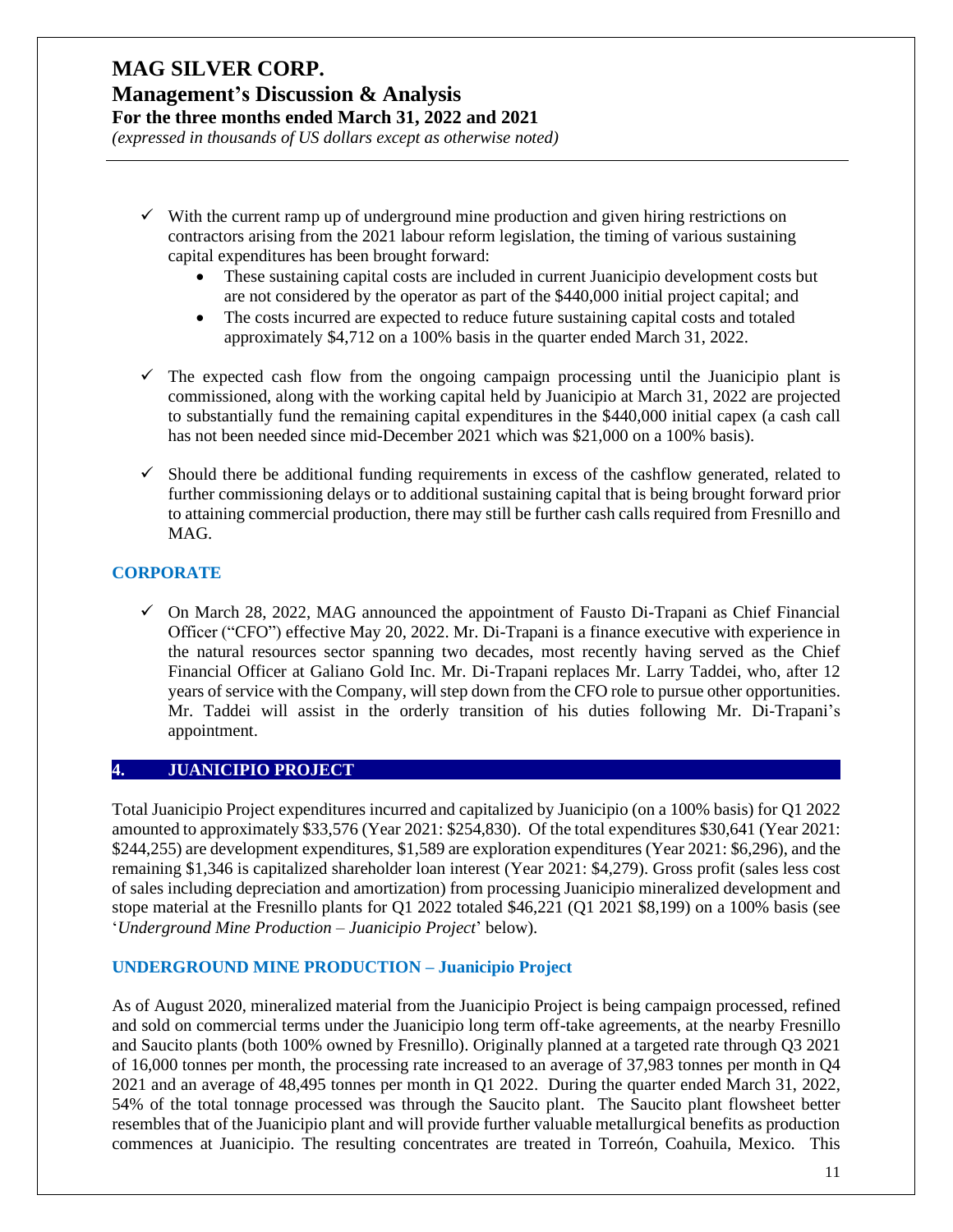- ✓ With the current ramp up of underground mine production and given hiring restrictions on contractors arising from the 2021 labour reform legislation, the timing of various sustaining capital expenditures has been brought forward:
    - These sustaining capital costs are included in current Juanicipio development costs but are not considered by the operator as part of the $440,000 initial project capital; and
    - The costs incurred are expected to reduce future sustaining capital costs and totaled approximately $4,712 on a 100% basis in the quarter ended March 31, 2022.

- ✓ The expected cash flow from the ongoing campaign processing until the Juanicipio plant is commissioned, along with the working capital held by Juanicipio at March 31, 2022 are projected to substantially fund the remaining capital expenditures in the $440,000 initial capex (a cash call has not been needed since mid-December 2021 which was $21,000 on a 100% basis).

- ✓ Should there be additional funding requirements in excess of the cashflow generated, related to further commissioning delays or to additional sustaining capital that is being brought forward prior to attaining commercial production, there may still be further cash calls required from Fresnillo and MAG.

### CORPORATE

- ✓ On March 28, 2022, MAG announced the appointment of Fausto Di-Trapani as Chief Financial Officer ("CFO") effective May 20, 2022. Mr. Di-Trapani is a finance executive with experience in the natural resources sector spanning two decades, most recently having served as the Chief Financial Officer at Galiano Gold Inc. Mr. Di-Trapani replaces Mr. Larry Taddei, who, after 12 years of service with the Company, will step down from the CFO role to pursue other opportunities. Mr. Taddei will assist in the orderly transition of his duties following Mr. Di-Trapani's appointment.

## 4. JUANICIPIO PROJECT

Total Juanicipio Project expenditures incurred and capitalized by Juanicipio (on a 100% basis) for Q1 2022 amounted to approximately $33,576 (Year 2021: $254,830). Of the total expenditures $30,641 (Year 2021: $244,255) are development expenditures, $1,589 are exploration expenditures (Year 2021: $6,296), and the remaining $1,346 is capitalized shareholder loan interest (Year 2021: $4,279). Gross profit (sales less cost of sales including depreciation and amortization) from processing Juanicipio mineralized development and stope material at the Fresnillo plants for Q1 2022 totaled $46,221 (Q1 2021 $8,199) on a 100% basis (see '*Underground Mine Production – Juanicipio Project*' below).

### UNDERGROUND MINE PRODUCTION – Juanicipio Project

As of August 2020, mineralized material from the Juanicipio Project is being campaign processed, refined and sold on commercial terms under the Juanicipio long term off-take agreements, at the nearby Fresnillo and Saucito plants (both 100% owned by Fresnillo). Originally planned at a targeted rate through Q3 2021 of 16,000 tonnes per month, the processing rate increased to an average of 37,983 tonnes per month in Q4 2021 and an average of 48,495 tonnes per month in Q1 2022. During the quarter ended March 31, 2022, 54% of the total tonnage processed was through the Saucito plant. The Saucito plant flowsheet better resembles that of the Juanicipio plant and will provide further valuable metallurgical benefits as production commences at Juanicipio. The resulting concentrates are treated in Torreón, Coahuila, Mexico. This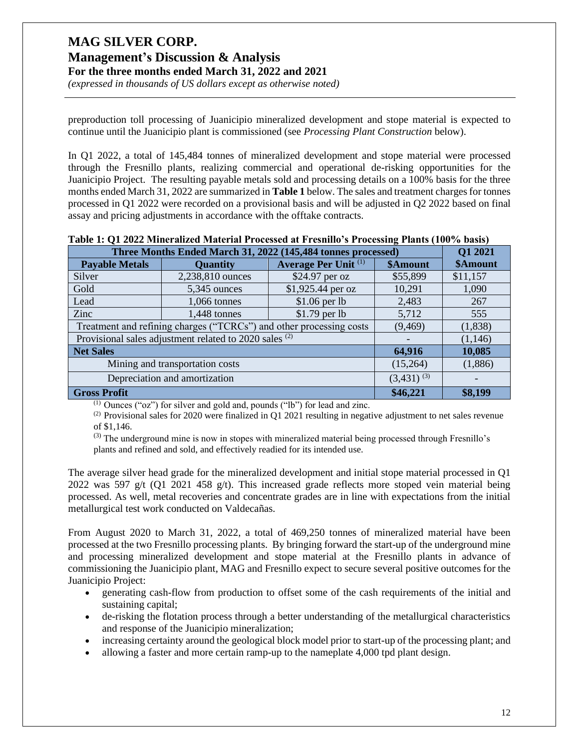preproduction toll processing of Juanicipio mineralized development and stope material is expected to continue until the Juanicipio plant is commissioned (see *Processing Plant Construction* below).

In Q1 2022, a total of 145,484 tonnes of mineralized development and stope material were processed through the Fresnillo plants, realizing commercial and operational de-risking opportunities for the Juanicipio Project. The resulting payable metals sold and processing details on a 100% basis for the three months ended March 31, 2022 are summarized in **Table 1** below. The sales and treatment charges for tonnes processed in Q1 2022 were recorded on a provisional basis and will be adjusted in Q2 2022 based on final assay and pricing adjustments in accordance with the offtake contracts.

**Table 1: Q1 2022 Mineralized Material Processed at Fresnillo's Processing Plants (100% basis)**

| Three Months Ended March 31, 2022 (145,484 tonnes processed) | | | | Q1 2021 |
|---|---|---|---|---|
| **Payable Metals** | **Quantity** | **Average Per Unit** (1) | **$Amount** | **$Amount** |
| Silver | 2,238,810 ounces | $24.97 per oz | $55,899 | $11,157 |
| Gold | 5,345 ounces | $1,925.44 per oz | 10,291 | 1,090 |
| Lead | 1,066 tonnes | $1.06 per lb | 2,483 | 267 |
| Zinc | 1,448 tonnes | $1.79 per lb | 5,712 | 555 |
| Treatment and refining charges ("TCRCs") and other processing costs | | | (9,469) | (1,838) |
| Provisional sales adjustment related to 2020 sales (2) | | | - | (1,146) |
| **Net Sales** | | | **64,916** | **10,085** |
| Mining and transportation costs | | | (15,264) | (1,886) |
| Depreciation and amortization | | | (3,431) (3) | - |
| **Gross Profit** | | | **$46,221** | **$8,199** |

(1) Ounces ("oz") for silver and gold and, pounds ("lb") for lead and zinc.

(2) Provisional sales for 2020 were finalized in Q1 2021 resulting in negative adjustment to net sales revenue of $1,146.

(3) The underground mine is now in stopes with mineralized material being processed through Fresnillo's plants and refined and sold, and effectively readied for its intended use.

The average silver head grade for the mineralized development and initial stope material processed in Q1 2022 was 597 g/t (Q1 2021 458 g/t). This increased grade reflects more stoped vein material being processed. As well, metal recoveries and concentrate grades are in line with expectations from the initial metallurgical test work conducted on Valdecañas.

From August 2020 to March 31, 2022, a total of 469,250 tonnes of mineralized material have been processed at the two Fresnillo processing plants. By bringing forward the start-up of the underground mine and processing mineralized development and stope material at the Fresnillo plants in advance of commissioning the Juanicipio plant, MAG and Fresnillo expect to secure several positive outcomes for the Juanicipio Project:

- generating cash-flow from production to offset some of the cash requirements of the initial and sustaining capital;
- de-risking the flotation process through a better understanding of the metallurgical characteristics and response of the Juanicipio mineralization;
- increasing certainty around the geological block model prior to start-up of the processing plant; and
- allowing a faster and more certain ramp-up to the nameplate 4,000 tpd plant design.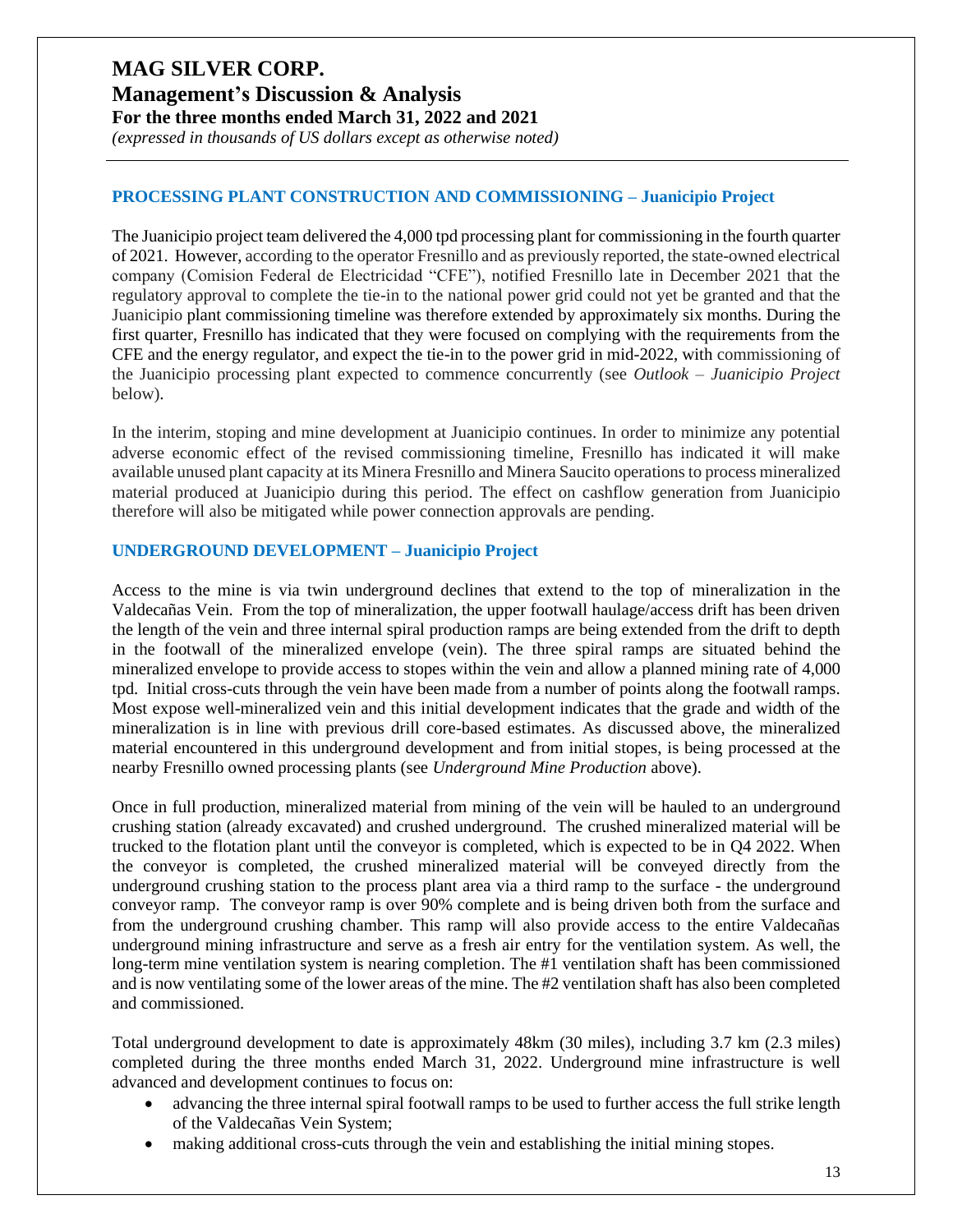## PROCESSING PLANT CONSTRUCTION AND COMMISSIONING – Juanicipio Project

The Juanicipio project team delivered the 4,000 tpd processing plant for commissioning in the fourth quarter of 2021. However, according to the operator Fresnillo and as previously reported, the state-owned electrical company (Comision Federal de Electricidad "CFE"), notified Fresnillo late in December 2021 that the regulatory approval to complete the tie-in to the national power grid could not yet be granted and that the Juanicipio plant commissioning timeline was therefore extended by approximately six months. During the first quarter, Fresnillo has indicated that they were focused on complying with the requirements from the CFE and the energy regulator, and expect the tie-in to the power grid in mid-2022, with commissioning of the Juanicipio processing plant expected to commence concurrently (see *Outlook – Juanicipio Project* below).

In the interim, stoping and mine development at Juanicipio continues. In order to minimize any potential adverse economic effect of the revised commissioning timeline, Fresnillo has indicated it will make available unused plant capacity at its Minera Fresnillo and Minera Saucito operations to process mineralized material produced at Juanicipio during this period. The effect on cashflow generation from Juanicipio therefore will also be mitigated while power connection approvals are pending.

## UNDERGROUND DEVELOPMENT – Juanicipio Project

Access to the mine is via twin underground declines that extend to the top of mineralization in the Valdecañas Vein. From the top of mineralization, the upper footwall haulage/access drift has been driven the length of the vein and three internal spiral production ramps are being extended from the drift to depth in the footwall of the mineralized envelope (vein). The three spiral ramps are situated behind the mineralized envelope to provide access to stopes within the vein and allow a planned mining rate of 4,000 tpd. Initial cross-cuts through the vein have been made from a number of points along the footwall ramps. Most expose well-mineralized vein and this initial development indicates that the grade and width of the mineralization is in line with previous drill core-based estimates. As discussed above, the mineralized material encountered in this underground development and from initial stopes, is being processed at the nearby Fresnillo owned processing plants (see *Underground Mine Production* above).

Once in full production, mineralized material from mining of the vein will be hauled to an underground crushing station (already excavated) and crushed underground. The crushed mineralized material will be trucked to the flotation plant until the conveyor is completed, which is expected to be in Q4 2022. When the conveyor is completed, the crushed mineralized material will be conveyed directly from the underground crushing station to the process plant area via a third ramp to the surface - the underground conveyor ramp. The conveyor ramp is over 90% complete and is being driven both from the surface and from the underground crushing chamber. This ramp will also provide access to the entire Valdecañas underground mining infrastructure and serve as a fresh air entry for the ventilation system. As well, the long-term mine ventilation system is nearing completion. The #1 ventilation shaft has been commissioned and is now ventilating some of the lower areas of the mine. The #2 ventilation shaft has also been completed and commissioned.

Total underground development to date is approximately 48km (30 miles), including 3.7 km (2.3 miles) completed during the three months ended March 31, 2022. Underground mine infrastructure is well advanced and development continues to focus on:

- advancing the three internal spiral footwall ramps to be used to further access the full strike length of the Valdecañas Vein System;
- making additional cross-cuts through the vein and establishing the initial mining stopes.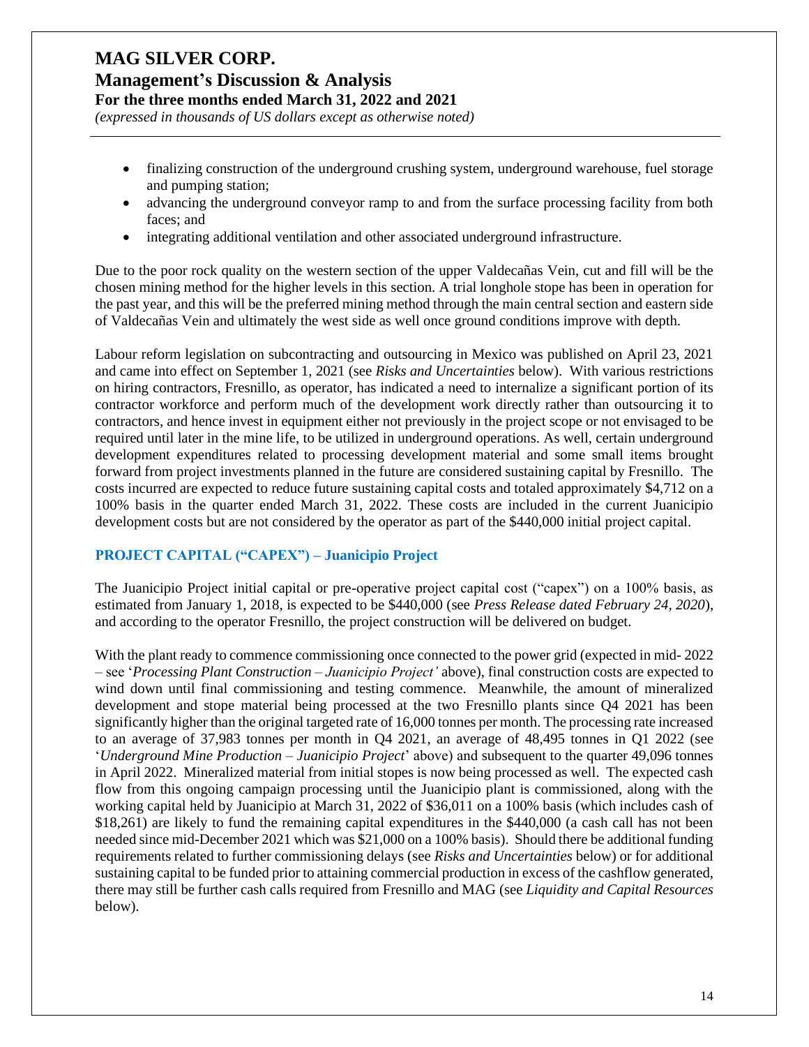- finalizing construction of the underground crushing system, underground warehouse, fuel storage and pumping station;
- advancing the underground conveyor ramp to and from the surface processing facility from both faces; and
- integrating additional ventilation and other associated underground infrastructure.

Due to the poor rock quality on the western section of the upper Valdecañas Vein, cut and fill will be the chosen mining method for the higher levels in this section. A trial longhole stope has been in operation for the past year, and this will be the preferred mining method through the main central section and eastern side of Valdecañas Vein and ultimately the west side as well once ground conditions improve with depth.

Labour reform legislation on subcontracting and outsourcing in Mexico was published on April 23, 2021 and came into effect on September 1, 2021 (see *Risks and Uncertainties* below). With various restrictions on hiring contractors, Fresnillo, as operator, has indicated a need to internalize a significant portion of its contractor workforce and perform much of the development work directly rather than outsourcing it to contractors, and hence invest in equipment either not previously in the project scope or not envisaged to be required until later in the mine life, to be utilized in underground operations. As well, certain underground development expenditures related to processing development material and some small items brought forward from project investments planned in the future are considered sustaining capital by Fresnillo. The costs incurred are expected to reduce future sustaining capital costs and totaled approximately $4,712 on a 100% basis in the quarter ended March 31, 2022. These costs are included in the current Juanicipio development costs but are not considered by the operator as part of the $440,000 initial project capital.

## PROJECT CAPITAL ("CAPEX") – Juanicipio Project

The Juanicipio Project initial capital or pre-operative project capital cost ("capex") on a 100% basis, as estimated from January 1, 2018, is expected to be $440,000 (see *Press Release dated February 24, 2020*), and according to the operator Fresnillo, the project construction will be delivered on budget.

With the plant ready to commence commissioning once connected to the power grid (expected in mid- 2022 – see '*Processing Plant Construction – Juanicipio Project'* above), final construction costs are expected to wind down until final commissioning and testing commence. Meanwhile, the amount of mineralized development and stope material being processed at the two Fresnillo plants since Q4 2021 has been significantly higher than the original targeted rate of 16,000 tonnes per month. The processing rate increased to an average of 37,983 tonnes per month in Q4 2021, an average of 48,495 tonnes in Q1 2022 (see '*Underground Mine Production – Juanicipio Project*' above) and subsequent to the quarter 49,096 tonnes in April 2022. Mineralized material from initial stopes is now being processed as well. The expected cash flow from this ongoing campaign processing until the Juanicipio plant is commissioned, along with the working capital held by Juanicipio at March 31, 2022 of $36,011 on a 100% basis (which includes cash of $18,261) are likely to fund the remaining capital expenditures in the $440,000 (a cash call has not been needed since mid-December 2021 which was $21,000 on a 100% basis). Should there be additional funding requirements related to further commissioning delays (see *Risks and Uncertainties* below) or for additional sustaining capital to be funded prior to attaining commercial production in excess of the cashflow generated, there may still be further cash calls required from Fresnillo and MAG (see *Liquidity and Capital Resources* below).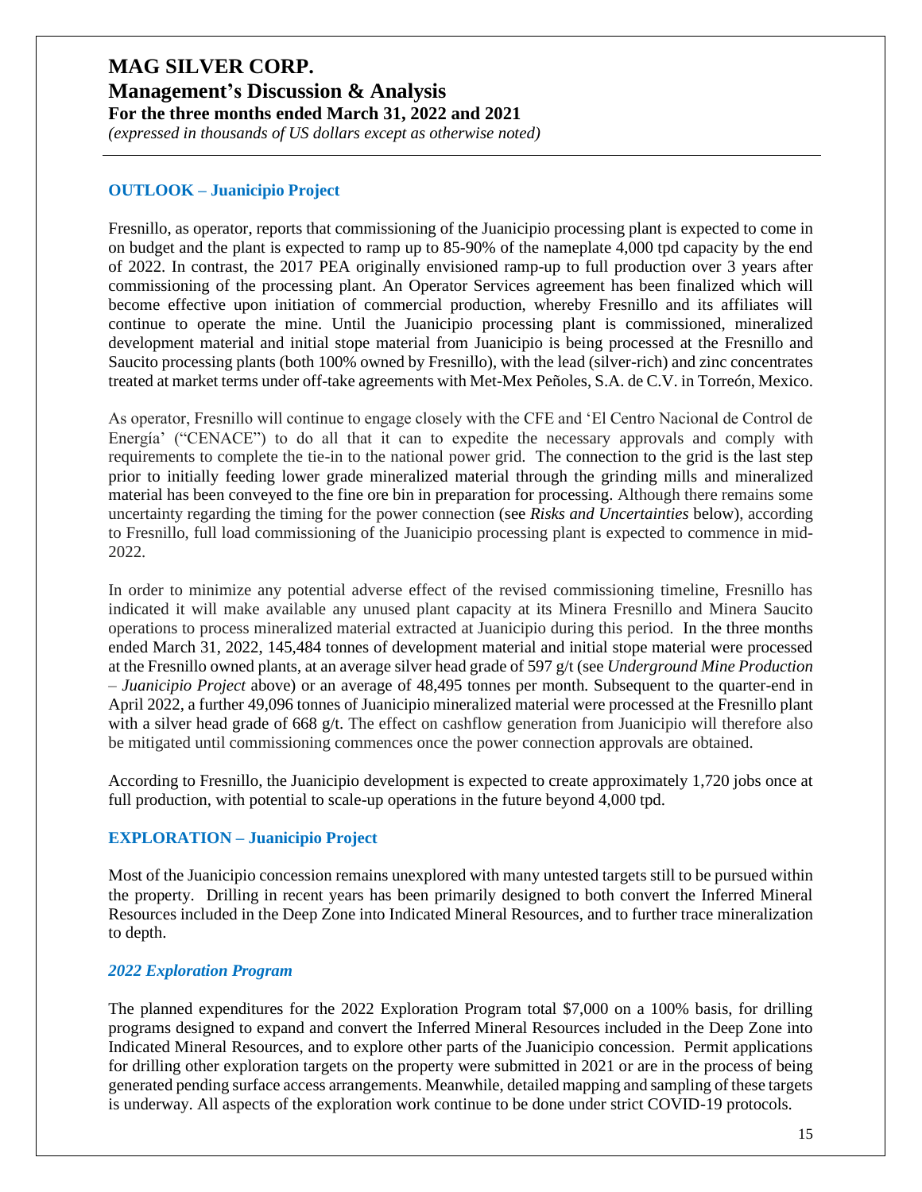## OUTLOOK – Juanicipio Project

Fresnillo, as operator, reports that commissioning of the Juanicipio processing plant is expected to come in on budget and the plant is expected to ramp up to 85-90% of the nameplate 4,000 tpd capacity by the end of 2022. In contrast, the 2017 PEA originally envisioned ramp-up to full production over 3 years after commissioning of the processing plant. An Operator Services agreement has been finalized which will become effective upon initiation of commercial production, whereby Fresnillo and its affiliates will continue to operate the mine. Until the Juanicipio processing plant is commissioned, mineralized development material and initial stope material from Juanicipio is being processed at the Fresnillo and Saucito processing plants (both 100% owned by Fresnillo), with the lead (silver-rich) and zinc concentrates treated at market terms under off-take agreements with Met-Mex Peñoles, S.A. de C.V. in Torreón, Mexico.

As operator, Fresnillo will continue to engage closely with the CFE and 'El Centro Nacional de Control de Energía' ("CENACE") to do all that it can to expedite the necessary approvals and comply with requirements to complete the tie-in to the national power grid. The connection to the grid is the last step prior to initially feeding lower grade mineralized material through the grinding mills and mineralized material has been conveyed to the fine ore bin in preparation for processing. Although there remains some uncertainty regarding the timing for the power connection (see *Risks and Uncertainties* below), according to Fresnillo, full load commissioning of the Juanicipio processing plant is expected to commence in mid-2022.

In order to minimize any potential adverse effect of the revised commissioning timeline, Fresnillo has indicated it will make available any unused plant capacity at its Minera Fresnillo and Minera Saucito operations to process mineralized material extracted at Juanicipio during this period. In the three months ended March 31, 2022, 145,484 tonnes of development material and initial stope material were processed at the Fresnillo owned plants, at an average silver head grade of 597 g/t (see *Underground Mine Production – Juanicipio Project* above) or an average of 48,495 tonnes per month. Subsequent to the quarter-end in April 2022, a further 49,096 tonnes of Juanicipio mineralized material were processed at the Fresnillo plant with a silver head grade of 668 g/t. The effect on cashflow generation from Juanicipio will therefore also be mitigated until commissioning commences once the power connection approvals are obtained.

According to Fresnillo, the Juanicipio development is expected to create approximately 1,720 jobs once at full production, with potential to scale-up operations in the future beyond 4,000 tpd.

## EXPLORATION – Juanicipio Project

Most of the Juanicipio concession remains unexplored with many untested targets still to be pursued within the property. Drilling in recent years has been primarily designed to both convert the Inferred Mineral Resources included in the Deep Zone into Indicated Mineral Resources, and to further trace mineralization to depth.

### *2022 Exploration Program*

The planned expenditures for the 2022 Exploration Program total $7,000 on a 100% basis, for drilling programs designed to expand and convert the Inferred Mineral Resources included in the Deep Zone into Indicated Mineral Resources, and to explore other parts of the Juanicipio concession. Permit applications for drilling other exploration targets on the property were submitted in 2021 or are in the process of being generated pending surface access arrangements. Meanwhile, detailed mapping and sampling of these targets is underway. All aspects of the exploration work continue to be done under strict COVID-19 protocols.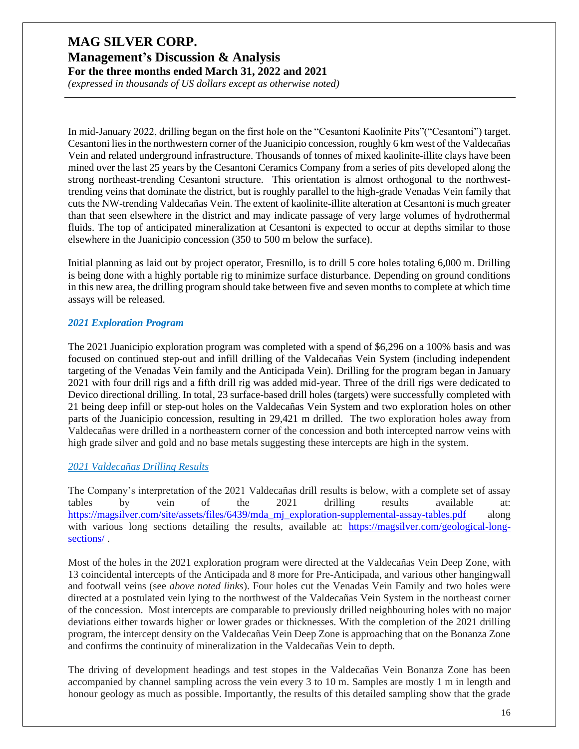In mid-January 2022, drilling began on the first hole on the "Cesantoni Kaolinite Pits"("Cesantoni") target. Cesantoni lies in the northwestern corner of the Juanicipio concession, roughly 6 km west of the Valdecañas Vein and related underground infrastructure. Thousands of tonnes of mixed kaolinite-illite clays have been mined over the last 25 years by the Cesantoni Ceramics Company from a series of pits developed along the strong northeast-trending Cesantoni structure. This orientation is almost orthogonal to the northwest-trending veins that dominate the district, but is roughly parallel to the high-grade Venadas Vein family that cuts the NW-trending Valdecañas Vein. The extent of kaolinite-illite alteration at Cesantoni is much greater than that seen elsewhere in the district and may indicate passage of very large volumes of hydrothermal fluids. The top of anticipated mineralization at Cesantoni is expected to occur at depths similar to those elsewhere in the Juanicipio concession (350 to 500 m below the surface).

Initial planning as laid out by project operator, Fresnillo, is to drill 5 core holes totaling 6,000 m. Drilling is being done with a highly portable rig to minimize surface disturbance. Depending on ground conditions in this new area, the drilling program should take between five and seven months to complete at which time assays will be released.

### *2021 Exploration Program*

The 2021 Juanicipio exploration program was completed with a spend of $6,296 on a 100% basis and was focused on continued step-out and infill drilling of the Valdecañas Vein System (including independent targeting of the Venadas Vein family and the Anticipada Vein). Drilling for the program began in January 2021 with four drill rigs and a fifth drill rig was added mid-year. Three of the drill rigs were dedicated to Devico directional drilling. In total, 23 surface-based drill holes (targets) were successfully completed with 21 being deep infill or step-out holes on the Valdecañas Vein System and two exploration holes on other parts of the Juanicipio concession, resulting in 29,421 m drilled. The two exploration holes away from Valdecañas were drilled in a northeastern corner of the concession and both intercepted narrow veins with high grade silver and gold and no base metals suggesting these intercepts are high in the system.

### *2021 Valdecañas Drilling Results*

The Company's interpretation of the 2021 Valdecañas drill results is below, with a complete set of assay tables by vein of the 2021 drilling results available at: https://magsilver.com/site/assets/files/6439/mda_mj_exploration-supplemental-assay-tables.pdf along with various long sections detailing the results, available at: https://magsilver.com/geological-long-sections/ .

Most of the holes in the 2021 exploration program were directed at the Valdecañas Vein Deep Zone, with 13 coincidental intercepts of the Anticipada and 8 more for Pre-Anticipada, and various other hangingwall and footwall veins (see *above noted links*). Four holes cut the Venadas Vein Family and two holes were directed at a postulated vein lying to the northwest of the Valdecañas Vein System in the northeast corner of the concession. Most intercepts are comparable to previously drilled neighbouring holes with no major deviations either towards higher or lower grades or thicknesses. With the completion of the 2021 drilling program, the intercept density on the Valdecañas Vein Deep Zone is approaching that on the Bonanza Zone and confirms the continuity of mineralization in the Valdecañas Vein to depth.

The driving of development headings and test stopes in the Valdecañas Vein Bonanza Zone has been accompanied by channel sampling across the vein every 3 to 10 m. Samples are mostly 1 m in length and honour geology as much as possible. Importantly, the results of this detailed sampling show that the grade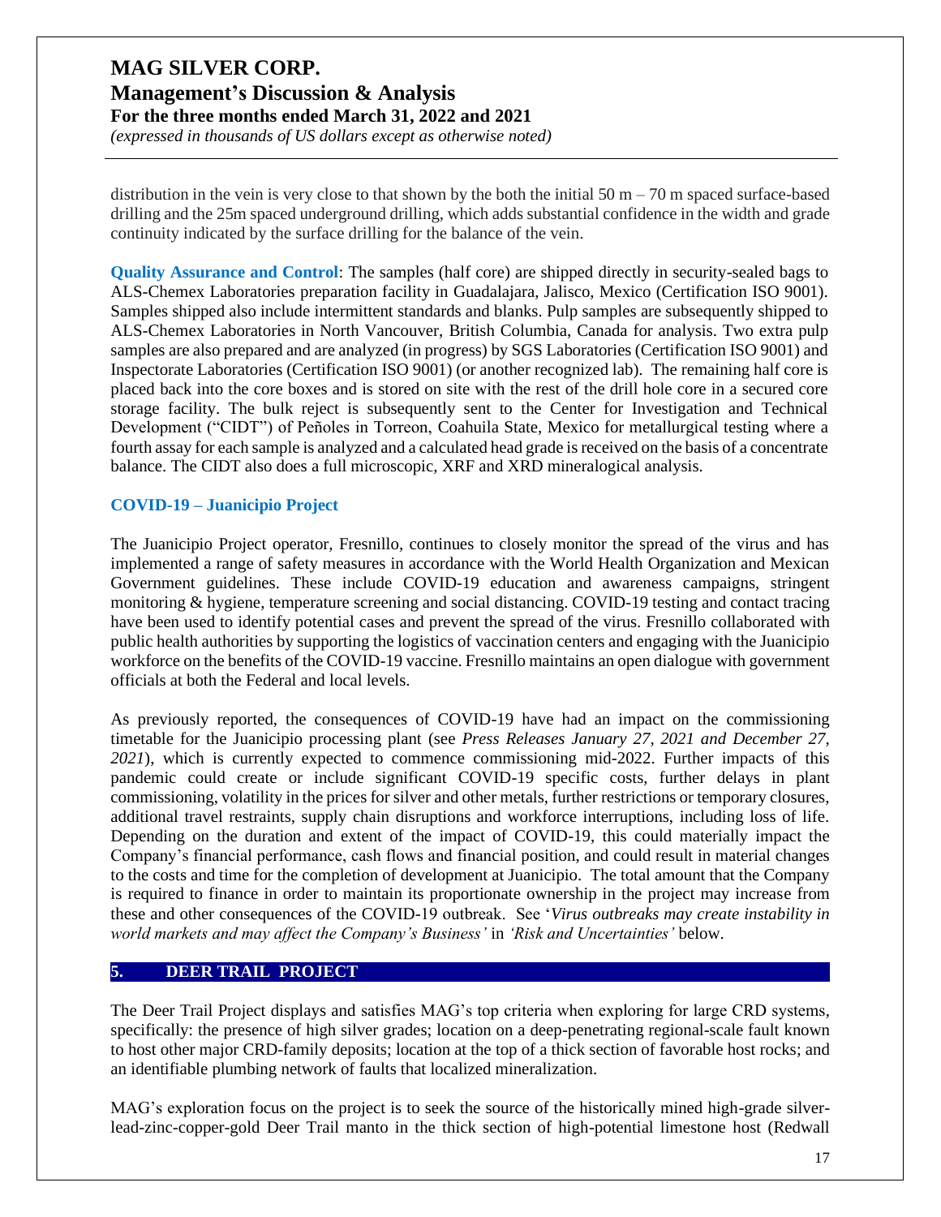distribution in the vein is very close to that shown by the both the initial 50 m – 70 m spaced surface-based drilling and the 25m spaced underground drilling, which adds substantial confidence in the width and grade continuity indicated by the surface drilling for the balance of the vein.

**Quality Assurance and Control**: The samples (half core) are shipped directly in security-sealed bags to ALS-Chemex Laboratories preparation facility in Guadalajara, Jalisco, Mexico (Certification ISO 9001). Samples shipped also include intermittent standards and blanks. Pulp samples are subsequently shipped to ALS-Chemex Laboratories in North Vancouver, British Columbia, Canada for analysis. Two extra pulp samples are also prepared and are analyzed (in progress) by SGS Laboratories (Certification ISO 9001) and Inspectorate Laboratories (Certification ISO 9001) (or another recognized lab). The remaining half core is placed back into the core boxes and is stored on site with the rest of the drill hole core in a secured core storage facility. The bulk reject is subsequently sent to the Center for Investigation and Technical Development ("CIDT") of Peñoles in Torreon, Coahuila State, Mexico for metallurgical testing where a fourth assay for each sample is analyzed and a calculated head grade is received on the basis of a concentrate balance. The CIDT also does a full microscopic, XRF and XRD mineralogical analysis.

### COVID-19 – Juanicipio Project

The Juanicipio Project operator, Fresnillo, continues to closely monitor the spread of the virus and has implemented a range of safety measures in accordance with the World Health Organization and Mexican Government guidelines. These include COVID-19 education and awareness campaigns, stringent monitoring & hygiene, temperature screening and social distancing. COVID-19 testing and contact tracing have been used to identify potential cases and prevent the spread of the virus. Fresnillo collaborated with public health authorities by supporting the logistics of vaccination centers and engaging with the Juanicipio workforce on the benefits of the COVID-19 vaccine. Fresnillo maintains an open dialogue with government officials at both the Federal and local levels.

As previously reported, the consequences of COVID-19 have had an impact on the commissioning timetable for the Juanicipio processing plant (see *Press Releases January 27, 2021 and December 27, 2021*), which is currently expected to commence commissioning mid-2022. Further impacts of this pandemic could create or include significant COVID-19 specific costs, further delays in plant commissioning, volatility in the prices for silver and other metals, further restrictions or temporary closures, additional travel restraints, supply chain disruptions and workforce interruptions, including loss of life. Depending on the duration and extent of the impact of COVID-19, this could materially impact the Company's financial performance, cash flows and financial position, and could result in material changes to the costs and time for the completion of development at Juanicipio. The total amount that the Company is required to finance in order to maintain its proportionate ownership in the project may increase from these and other consequences of the COVID-19 outbreak. See '*Virus outbreaks may create instability in world markets and may affect the Company's Business*' in *'Risk and Uncertainties'* below.

## 5. DEER TRAIL PROJECT

The Deer Trail Project displays and satisfies MAG's top criteria when exploring for large CRD systems, specifically: the presence of high silver grades; location on a deep-penetrating regional-scale fault known to host other major CRD-family deposits; location at the top of a thick section of favorable host rocks; and an identifiable plumbing network of faults that localized mineralization.

MAG's exploration focus on the project is to seek the source of the historically mined high-grade silver-lead-zinc-copper-gold Deer Trail manto in the thick section of high-potential limestone host (Redwall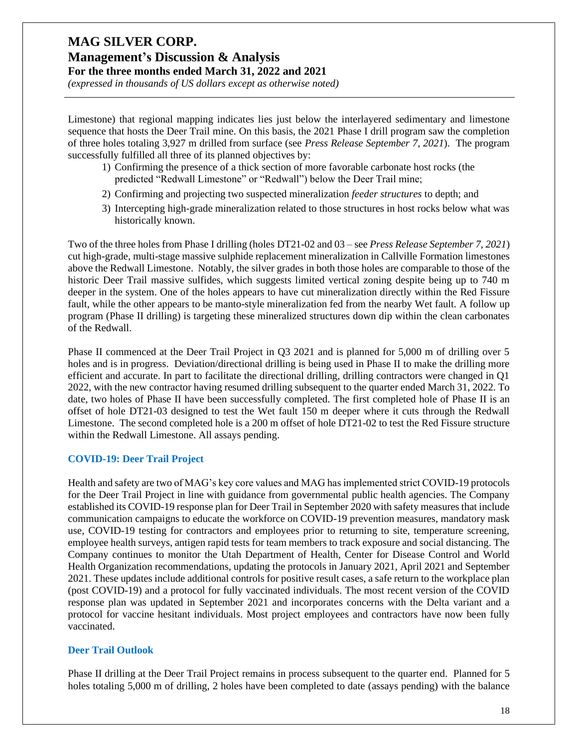Limestone) that regional mapping indicates lies just below the interlayered sedimentary and limestone sequence that hosts the Deer Trail mine. On this basis, the 2021 Phase I drill program saw the completion of three holes totaling 3,927 m drilled from surface (see *Press Release September 7, 2021*). The program successfully fulfilled all three of its planned objectives by:

1) Confirming the presence of a thick section of more favorable carbonate host rocks (the predicted "Redwall Limestone" or "Redwall") below the Deer Trail mine;
2) Confirming and projecting two suspected mineralization *feeder structures* to depth; and
3) Intercepting high-grade mineralization related to those structures in host rocks below what was historically known.

Two of the three holes from Phase I drilling (holes DT21-02 and 03 – see *Press Release September 7, 2021*) cut high-grade, multi-stage massive sulphide replacement mineralization in Callville Formation limestones above the Redwall Limestone. Notably, the silver grades in both those holes are comparable to those of the historic Deer Trail massive sulfides, which suggests limited vertical zoning despite being up to 740 m deeper in the system. One of the holes appears to have cut mineralization directly within the Red Fissure fault, while the other appears to be manto-style mineralization fed from the nearby Wet fault. A follow up program (Phase II drilling) is targeting these mineralized structures down dip within the clean carbonates of the Redwall.

Phase II commenced at the Deer Trail Project in Q3 2021 and is planned for 5,000 m of drilling over 5 holes and is in progress. Deviation/directional drilling is being used in Phase II to make the drilling more efficient and accurate. In part to facilitate the directional drilling, drilling contractors were changed in Q1 2022, with the new contractor having resumed drilling subsequent to the quarter ended March 31, 2022. To date, two holes of Phase II have been successfully completed. The first completed hole of Phase II is an offset of hole DT21-03 designed to test the Wet fault 150 m deeper where it cuts through the Redwall Limestone. The second completed hole is a 200 m offset of hole DT21-02 to test the Red Fissure structure within the Redwall Limestone. All assays pending.

### COVID-19: Deer Trail Project

Health and safety are two of MAG's key core values and MAG has implemented strict COVID-19 protocols for the Deer Trail Project in line with guidance from governmental public health agencies. The Company established its COVID-19 response plan for Deer Trail in September 2020 with safety measures that include communication campaigns to educate the workforce on COVID-19 prevention measures, mandatory mask use, COVID-19 testing for contractors and employees prior to returning to site, temperature screening, employee health surveys, antigen rapid tests for team members to track exposure and social distancing. The Company continues to monitor the Utah Department of Health, Center for Disease Control and World Health Organization recommendations, updating the protocols in January 2021, April 2021 and September 2021. These updates include additional controls for positive result cases, a safe return to the workplace plan (post COVID-19) and a protocol for fully vaccinated individuals. The most recent version of the COVID response plan was updated in September 2021 and incorporates concerns with the Delta variant and a protocol for vaccine hesitant individuals. Most project employees and contractors have now been fully vaccinated.

### Deer Trail Outlook

Phase II drilling at the Deer Trail Project remains in process subsequent to the quarter end. Planned for 5 holes totaling 5,000 m of drilling, 2 holes have been completed to date (assays pending) with the balance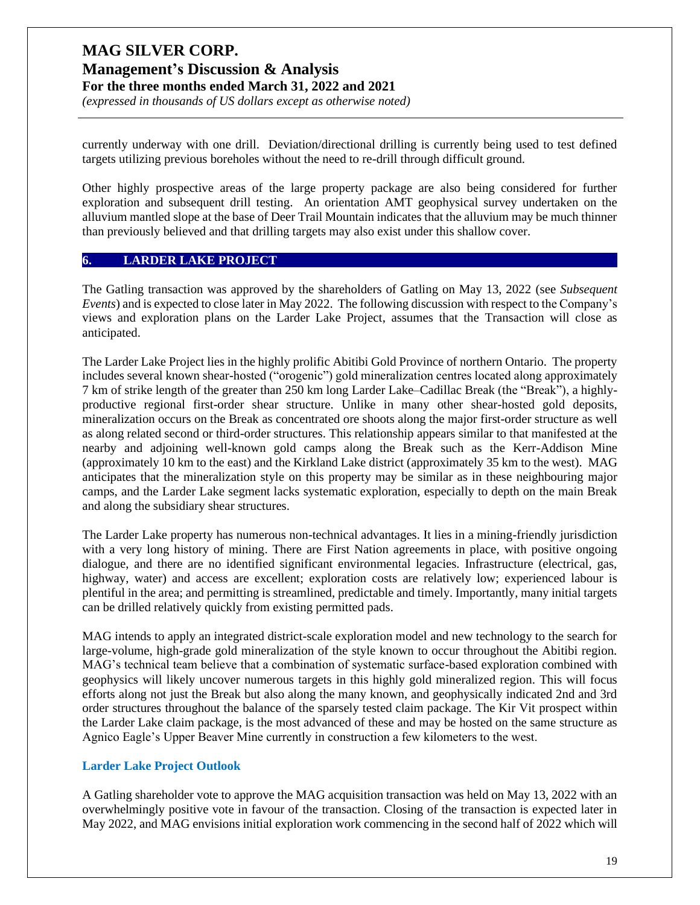currently underway with one drill. Deviation/directional drilling is currently being used to test defined targets utilizing previous boreholes without the need to re-drill through difficult ground.

Other highly prospective areas of the large property package are also being considered for further exploration and subsequent drill testing. An orientation AMT geophysical survey undertaken on the alluvium mantled slope at the base of Deer Trail Mountain indicates that the alluvium may be much thinner than previously believed and that drilling targets may also exist under this shallow cover.

## 6. LARDER LAKE PROJECT

The Gatling transaction was approved by the shareholders of Gatling on May 13, 2022 (see *Subsequent Events*) and is expected to close later in May 2022. The following discussion with respect to the Company's views and exploration plans on the Larder Lake Project, assumes that the Transaction will close as anticipated.

The Larder Lake Project lies in the highly prolific Abitibi Gold Province of northern Ontario. The property includes several known shear-hosted ("orogenic") gold mineralization centres located along approximately 7 km of strike length of the greater than 250 km long Larder Lake–Cadillac Break (the "Break"), a highly-productive regional first-order shear structure. Unlike in many other shear-hosted gold deposits, mineralization occurs on the Break as concentrated ore shoots along the major first-order structure as well as along related second or third-order structures. This relationship appears similar to that manifested at the nearby and adjoining well-known gold camps along the Break such as the Kerr-Addison Mine (approximately 10 km to the east) and the Kirkland Lake district (approximately 35 km to the west). MAG anticipates that the mineralization style on this property may be similar as in these neighbouring major camps, and the Larder Lake segment lacks systematic exploration, especially to depth on the main Break and along the subsidiary shear structures.

The Larder Lake property has numerous non-technical advantages. It lies in a mining-friendly jurisdiction with a very long history of mining. There are First Nation agreements in place, with positive ongoing dialogue, and there are no identified significant environmental legacies. Infrastructure (electrical, gas, highway, water) and access are excellent; exploration costs are relatively low; experienced labour is plentiful in the area; and permitting is streamlined, predictable and timely. Importantly, many initial targets can be drilled relatively quickly from existing permitted pads.

MAG intends to apply an integrated district-scale exploration model and new technology to the search for large-volume, high-grade gold mineralization of the style known to occur throughout the Abitibi region. MAG's technical team believe that a combination of systematic surface-based exploration combined with geophysics will likely uncover numerous targets in this highly gold mineralized region. This will focus efforts along not just the Break but also along the many known, and geophysically indicated 2nd and 3rd order structures throughout the balance of the sparsely tested claim package. The Kir Vit prospect within the Larder Lake claim package, is the most advanced of these and may be hosted on the same structure as Agnico Eagle's Upper Beaver Mine currently in construction a few kilometers to the west.

### Larder Lake Project Outlook

A Gatling shareholder vote to approve the MAG acquisition transaction was held on May 13, 2022 with an overwhelmingly positive vote in favour of the transaction. Closing of the transaction is expected later in May 2022, and MAG envisions initial exploration work commencing in the second half of 2022 which will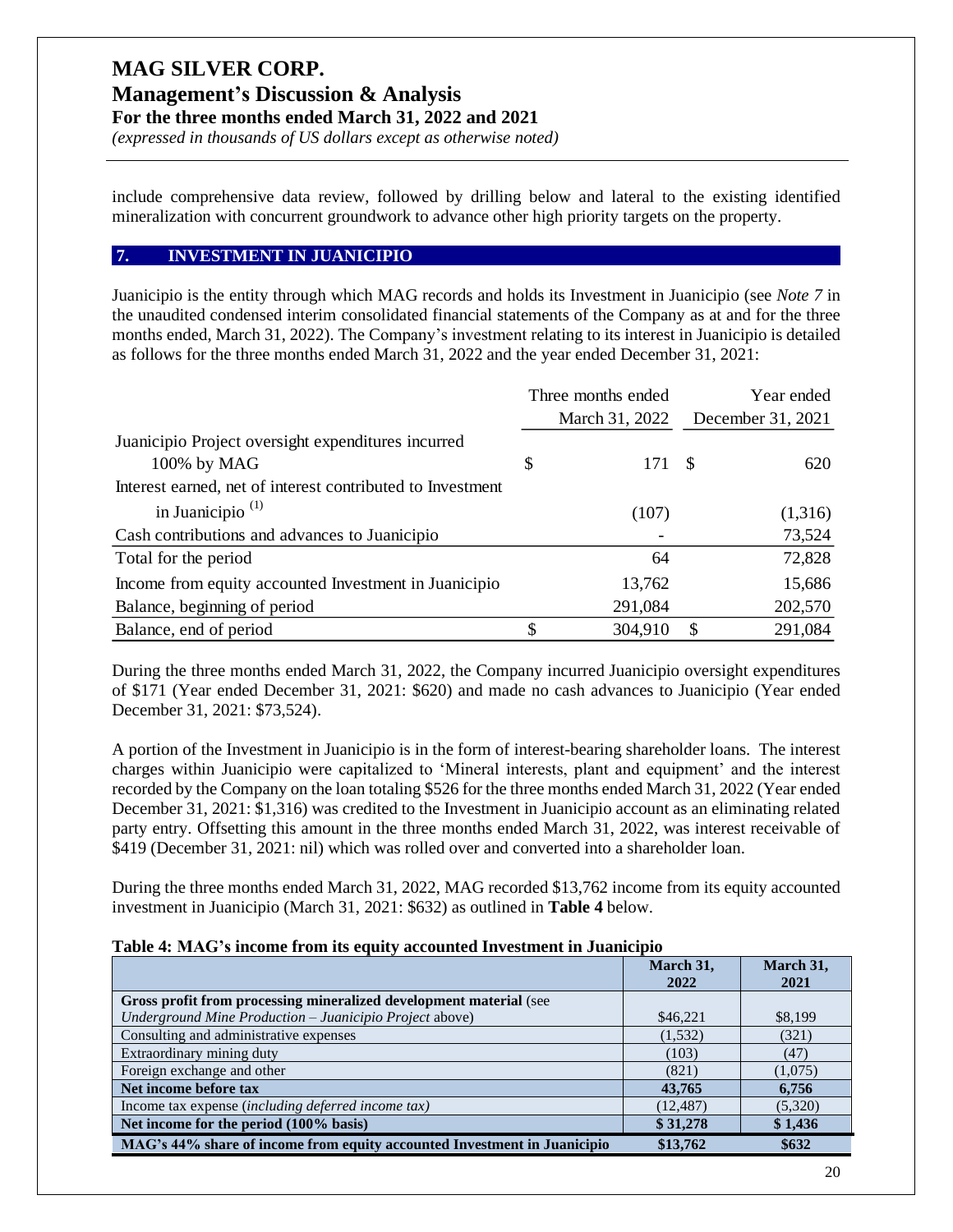include comprehensive data review, followed by drilling below and lateral to the existing identified mineralization with concurrent groundwork to advance other high priority targets on the property.

## 7. INVESTMENT IN JUANICIPIO

Juanicipio is the entity through which MAG records and holds its Investment in Juanicipio (see *Note 7* in the unaudited condensed interim consolidated financial statements of the Company as at and for the three months ended, March 31, 2022). The Company's investment relating to its interest in Juanicipio is detailed as follows for the three months ended March 31, 2022 and the year ended December 31, 2021:

| | Three months ended March 31, 2022 | Year ended December 31, 2021 |
|---|---|---|
| Juanicipio Project oversight expenditures incurred 100% by MAG | $ 171 | $ 620 |
| Interest earned, net of interest contributed to Investment in Juanicipio [(1)] | (107) | (1,316) |
| Cash contributions and advances to Juanicipio | - | 73,524 |
| Total for the period | 64 | 72,828 |
| Income from equity accounted Investment in Juanicipio | 13,762 | 15,686 |
| Balance, beginning of period | 291,084 | 202,570 |
| Balance, end of period | $ 304,910 | $ 291,084 |

During the three months ended March 31, 2022, the Company incurred Juanicipio oversight expenditures of $171 (Year ended December 31, 2021: $620) and made no cash advances to Juanicipio (Year ended December 31, 2021: $73,524).

A portion of the Investment in Juanicipio is in the form of interest-bearing shareholder loans. The interest charges within Juanicipio were capitalized to 'Mineral interests, plant and equipment' and the interest recorded by the Company on the loan totaling $526 for the three months ended March 31, 2022 (Year ended December 31, 2021: $1,316) was credited to the Investment in Juanicipio account as an eliminating related party entry. Offsetting this amount in the three months ended March 31, 2022, was interest receivable of $419 (December 31, 2021: nil) which was rolled over and converted into a shareholder loan.

During the three months ended March 31, 2022, MAG recorded $13,762 income from its equity accounted investment in Juanicipio (March 31, 2021: $632) as outlined in **Table 4** below.

**Table 4: MAG's income from its equity accounted Investment in Juanicipio**

| | March 31, 2022 | March 31, 2021 |
|---|---|---|
| **Gross profit from processing mineralized development material** (see *Underground Mine Production – Juanicipio Project* above) | $46,221 | $8,199 |
| Consulting and administrative expenses | (1,532) | (321) |
| Extraordinary mining duty | (103) | (47) |
| Foreign exchange and other | (821) | (1,075) |
| **Net income before tax** | **43,765** | **6,756** |
| Income tax expense (*including deferred income tax*) | (12,487) | (5,320) |
| **Net income for the period (100% basis)** | **$ 31,278** | **$ 1,436** |
| **MAG's 44% share of income from equity accounted Investment in Juanicipio** | **$13,762** | **$632** |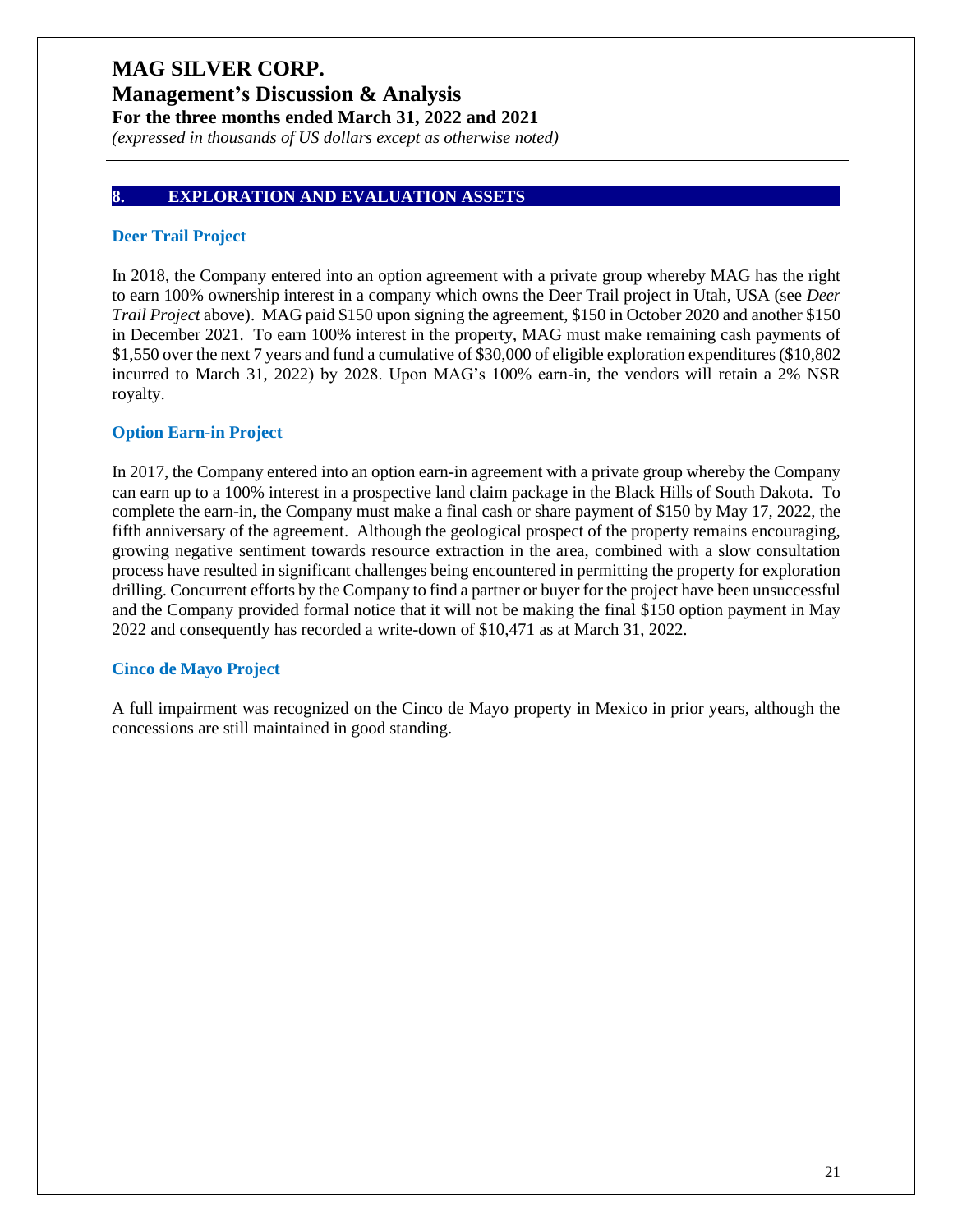## 8. EXPLORATION AND EVALUATION ASSETS

### Deer Trail Project

In 2018, the Company entered into an option agreement with a private group whereby MAG has the right to earn 100% ownership interest in a company which owns the Deer Trail project in Utah, USA (see *Deer Trail Project* above). MAG paid $150 upon signing the agreement, $150 in October 2020 and another $150 in December 2021. To earn 100% interest in the property, MAG must make remaining cash payments of $1,550 over the next 7 years and fund a cumulative of $30,000 of eligible exploration expenditures ($10,802 incurred to March 31, 2022) by 2028. Upon MAG's 100% earn-in, the vendors will retain a 2% NSR royalty.

### Option Earn-in Project

In 2017, the Company entered into an option earn-in agreement with a private group whereby the Company can earn up to a 100% interest in a prospective land claim package in the Black Hills of South Dakota. To complete the earn-in, the Company must make a final cash or share payment of $150 by May 17, 2022, the fifth anniversary of the agreement. Although the geological prospect of the property remains encouraging, growing negative sentiment towards resource extraction in the area, combined with a slow consultation process have resulted in significant challenges being encountered in permitting the property for exploration drilling. Concurrent efforts by the Company to find a partner or buyer for the project have been unsuccessful and the Company provided formal notice that it will not be making the final $150 option payment in May 2022 and consequently has recorded a write-down of $10,471 as at March 31, 2022.

### Cinco de Mayo Project

A full impairment was recognized on the Cinco de Mayo property in Mexico in prior years, although the concessions are still maintained in good standing.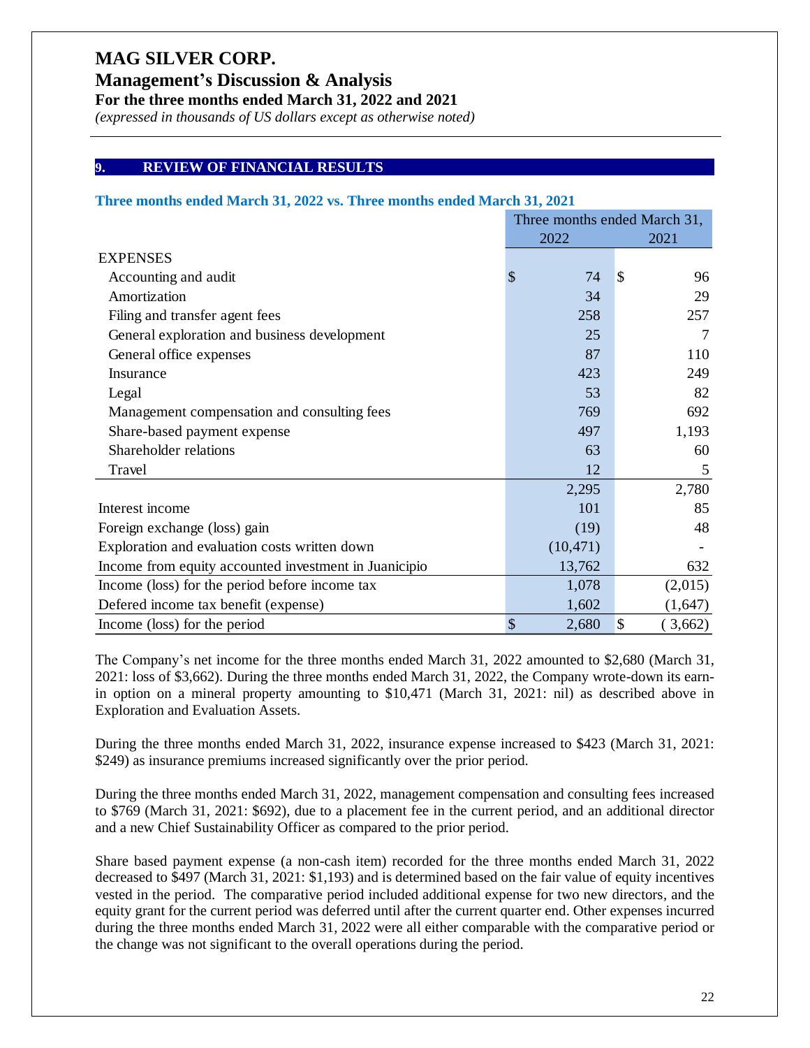## 9. REVIEW OF FINANCIAL RESULTS

### Three months ended March 31, 2022 vs. Three months ended March 31, 2021

| | Three months ended March 31, | |
|---|---|---|
| | 2022 | 2021 |
| **EXPENSES** | | |
| Accounting and audit | $ 74 | $ 96 |
| Amortization | 34 | 29 |
| Filing and transfer agent fees | 258 | 257 |
| General exploration and business development | 25 | 7 |
| General office expenses | 87 | 110 |
| Insurance | 423 | 249 |
| Legal | 53 | 82 |
| Management compensation and consulting fees | 769 | 692 |
| Share-based payment expense | 497 | 1,193 |
| Shareholder relations | 63 | 60 |
| Travel | 12 | 5 |
| | 2,295 | 2,780 |
| Interest income | 101 | 85 |
| Foreign exchange (loss) gain | (19) | 48 |
| Exploration and evaluation costs written down | (10,471) | - |
| Income from equity accounted investment in Juanicipio | 13,762 | 632 |
| Income (loss) for the period before income tax | 1,078 | (2,015) |
| Defered income tax benefit (expense) | 1,602 | (1,647) |
| Income (loss) for the period | $ 2,680 | $ ( 3,662) |

The Company's net income for the three months ended March 31, 2022 amounted to $2,680 (March 31, 2021: loss of $3,662). During the three months ended March 31, 2022, the Company wrote-down its earn-in option on a mineral property amounting to $10,471 (March 31, 2021: nil) as described above in Exploration and Evaluation Assets.

During the three months ended March 31, 2022, insurance expense increased to $423 (March 31, 2021: $249) as insurance premiums increased significantly over the prior period.

During the three months ended March 31, 2022, management compensation and consulting fees increased to $769 (March 31, 2021: $692), due to a placement fee in the current period, and an additional director and a new Chief Sustainability Officer as compared to the prior period.

Share based payment expense (a non-cash item) recorded for the three months ended March 31, 2022 decreased to $497 (March 31, 2021: $1,193) and is determined based on the fair value of equity incentives vested in the period. The comparative period included additional expense for two new directors, and the equity grant for the current period was deferred until after the current quarter end. Other expenses incurred during the three months ended March 31, 2022 were all either comparable with the comparative period or the change was not significant to the overall operations during the period.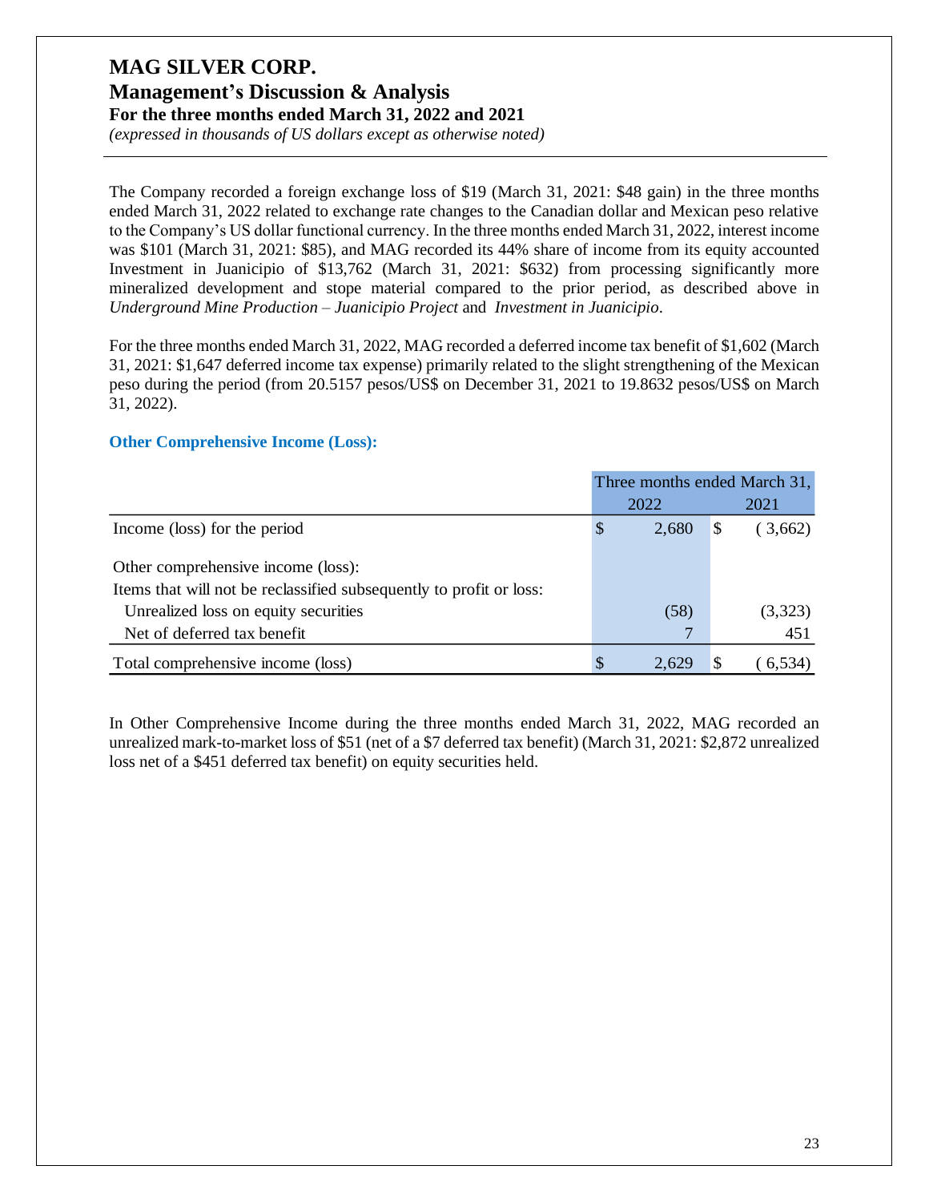The Company recorded a foreign exchange loss of $19 (March 31, 2021: $48 gain) in the three months ended March 31, 2022 related to exchange rate changes to the Canadian dollar and Mexican peso relative to the Company's US dollar functional currency. In the three months ended March 31, 2022, interest income was $101 (March 31, 2021: $85), and MAG recorded its 44% share of income from its equity accounted Investment in Juanicipio of $13,762 (March 31, 2021: $632) from processing significantly more mineralized development and stope material compared to the prior period, as described above in *Underground Mine Production – Juanicipio Project* and *Investment in Juanicipio*.

For the three months ended March 31, 2022, MAG recorded a deferred income tax benefit of $1,602 (March 31, 2021: $1,647 deferred income tax expense) primarily related to the slight strengthening of the Mexican peso during the period (from 20.5157 pesos/US$ on December 31, 2021 to 19.8632 pesos/US$ on March 31, 2022).

### Other Comprehensive Income (Loss):

| | Three months ended March 31, | |
|---|---|---|
| | 2022 | 2021 |
| Income (loss) for the period | $ 2,680 | $ ( 3,662) |
| Other comprehensive income (loss): | | |
| Items that will not be reclassified subsequently to profit or loss: | | |
| Unrealized loss on equity securities | (58) | (3,323) |
| Net of deferred tax benefit | 7 | 451 |
| Total comprehensive income (loss) | $ 2,629 | $ ( 6,534) |

In Other Comprehensive Income during the three months ended March 31, 2022, MAG recorded an unrealized mark-to-market loss of $51 (net of a $7 deferred tax benefit) (March 31, 2021: $2,872 unrealized loss net of a $451 deferred tax benefit) on equity securities held.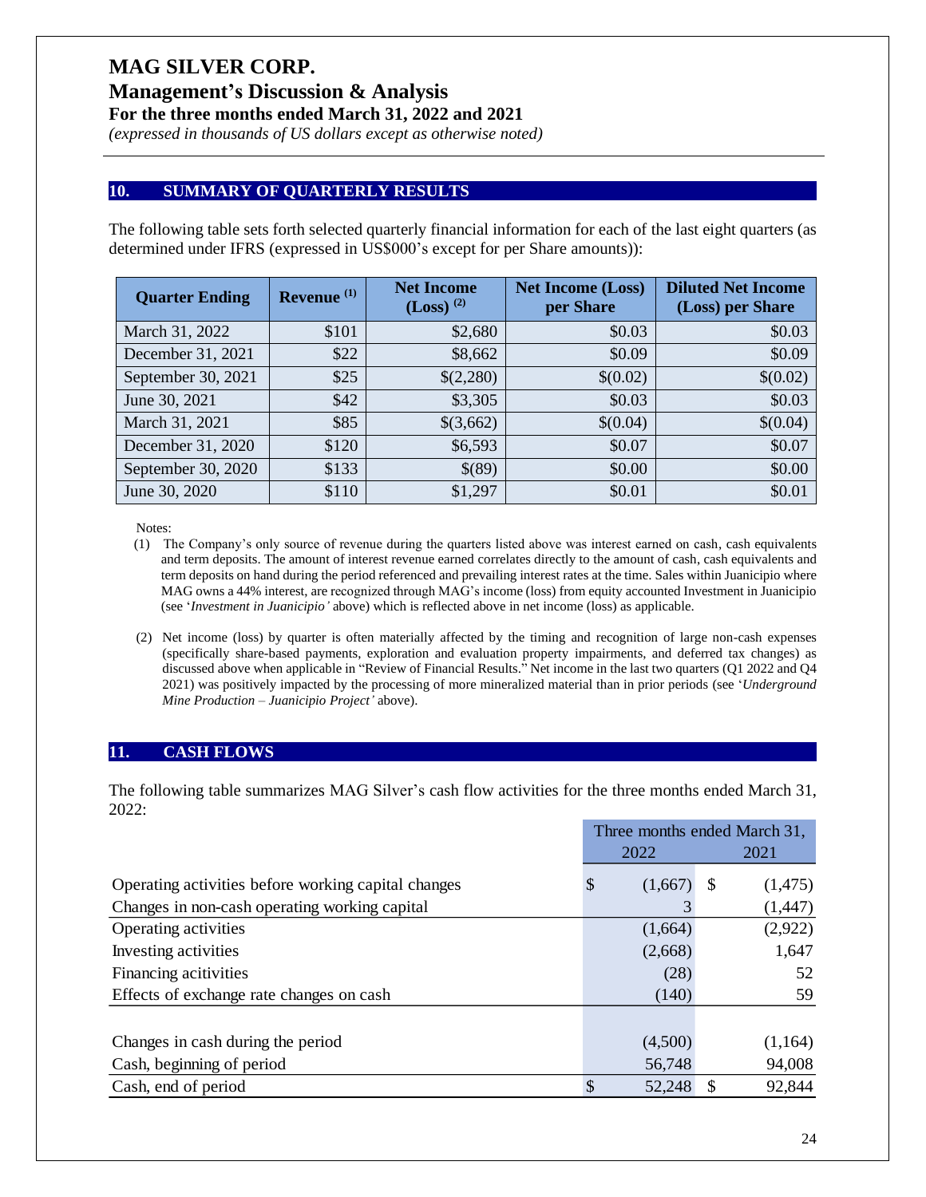## 10. SUMMARY OF QUARTERLY RESULTS

The following table sets forth selected quarterly financial information for each of the last eight quarters (as determined under IFRS (expressed in US$000's except for per Share amounts)):

| Quarter Ending | Revenue [(1)] | Net Income (Loss) [(2)] | Net Income (Loss) per Share | Diluted Net Income (Loss) per Share |
|---|---|---|---|---|
| March 31, 2022 | $101 | $2,680 | $0.03 | $0.03 |
| December 31, 2021 | $22 | $8,662 | $0.09 | $0.09 |
| September 30, 2021 | $25 | $(2,280) | $(0.02) | $(0.02) |
| June 30, 2021 | $42 | $3,305 | $0.03 | $0.03 |
| March 31, 2021 | $85 | $(3,662) | $(0.04) | $(0.04) |
| December 31, 2020 | $120 | $6,593 | $0.07 | $0.07 |
| September 30, 2020 | $133 | $(89) | $0.00 | $0.00 |
| June 30, 2020 | $110 | $1,297 | $0.01 | $0.01 |

Notes:

(1) The Company's only source of revenue during the quarters listed above was interest earned on cash, cash equivalents and term deposits. The amount of interest revenue earned correlates directly to the amount of cash, cash equivalents and term deposits on hand during the period referenced and prevailing interest rates at the time. Sales within Juanicipio where MAG owns a 44% interest, are recognized through MAG's income (loss) from equity accounted Investment in Juanicipio (see '*Investment in Juanicipio'* above) which is reflected above in net income (loss) as applicable.

(2) Net income (loss) by quarter is often materially affected by the timing and recognition of large non-cash expenses (specifically share-based payments, exploration and evaluation property impairments, and deferred tax changes) as discussed above when applicable in "Review of Financial Results." Net income in the last two quarters (Q1 2022 and Q4 2021) was positively impacted by the processing of more mineralized material than in prior periods (see '*Underground Mine Production – Juanicipio Project'* above).

## 11. CASH FLOWS

The following table summarizes MAG Silver's cash flow activities for the three months ended March 31, 2022:

| | Three months ended March 31, 2022 | Three months ended March 31, 2021 |
|---|---|---|
| Operating activities before working capital changes | $ (1,667) | $ (1,475) |
| Changes in non-cash operating working capital | 3 | (1,447) |
| Operating activities | (1,664) | (2,922) |
| Investing activities | (2,668) | 1,647 |
| Financing acitivities | (28) | 52 |
| Effects of exchange rate changes on cash | (140) | 59 |
| | | |
| Changes in cash during the period | (4,500) | (1,164) |
| Cash, beginning of period | 56,748 | 94,008 |
| Cash, end of period | $ 52,248 | $ 92,844 |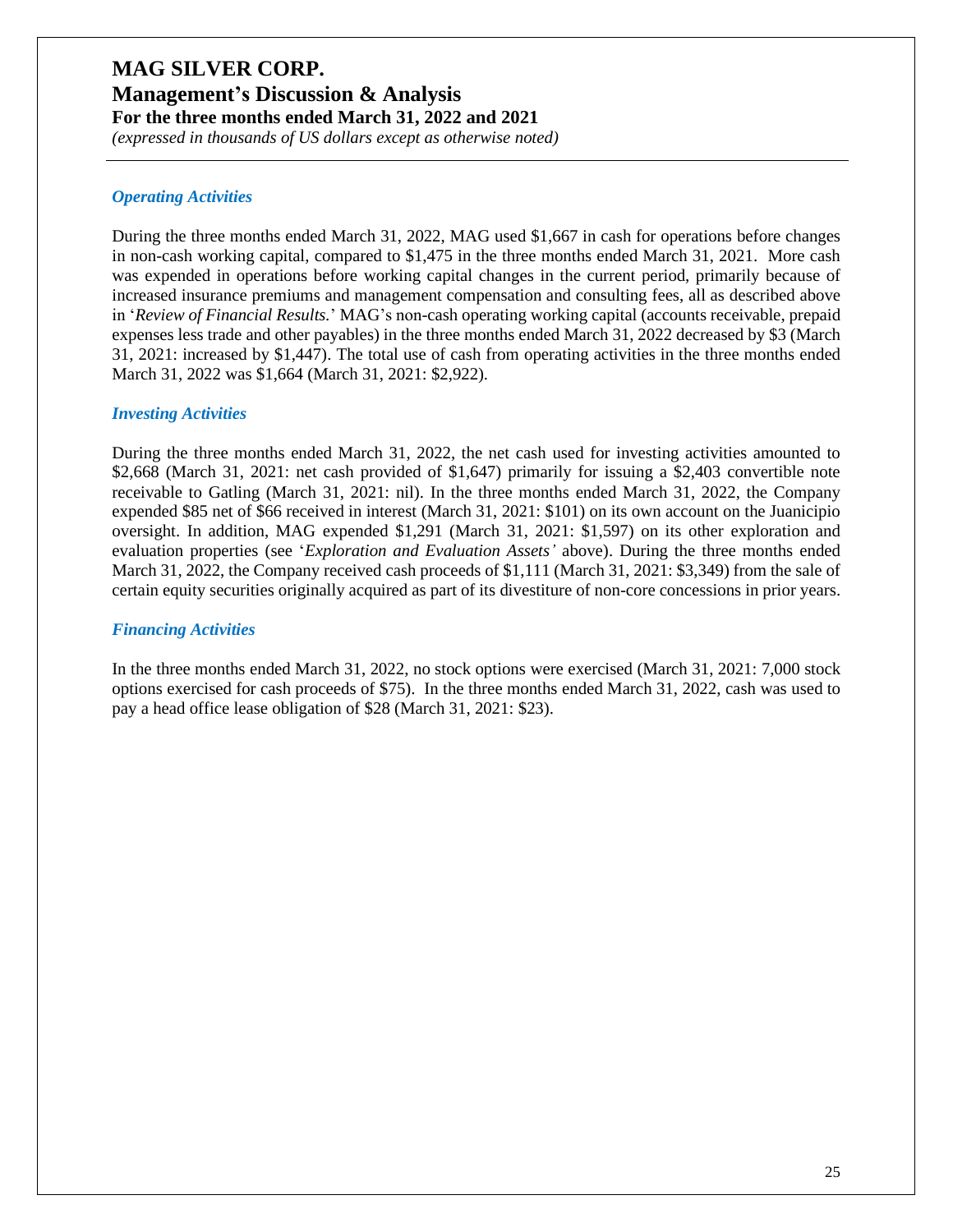### *Operating Activities*

During the three months ended March 31, 2022, MAG used $1,667 in cash for operations before changes in non-cash working capital, compared to $1,475 in the three months ended March 31, 2021. More cash was expended in operations before working capital changes in the current period, primarily because of increased insurance premiums and management compensation and consulting fees, all as described above in '*Review of Financial Results.*' MAG's non-cash operating working capital (accounts receivable, prepaid expenses less trade and other payables) in the three months ended March 31, 2022 decreased by $3 (March 31, 2021: increased by $1,447). The total use of cash from operating activities in the three months ended March 31, 2022 was $1,664 (March 31, 2021: $2,922).

### *Investing Activities*

During the three months ended March 31, 2022, the net cash used for investing activities amounted to $2,668 (March 31, 2021: net cash provided of $1,647) primarily for issuing a $2,403 convertible note receivable to Gatling (March 31, 2021: nil). In the three months ended March 31, 2022, the Company expended $85 net of $66 received in interest (March 31, 2021: $101) on its own account on the Juanicipio oversight. In addition, MAG expended $1,291 (March 31, 2021: $1,597) on its other exploration and evaluation properties (see '*Exploration and Evaluation Assets'* above). During the three months ended March 31, 2022, the Company received cash proceeds of $1,111 (March 31, 2021: $3,349) from the sale of certain equity securities originally acquired as part of its divestiture of non-core concessions in prior years.

### *Financing Activities*

In the three months ended March 31, 2022, no stock options were exercised (March 31, 2021: 7,000 stock options exercised for cash proceeds of $75). In the three months ended March 31, 2022, cash was used to pay a head office lease obligation of $28 (March 31, 2021: $23).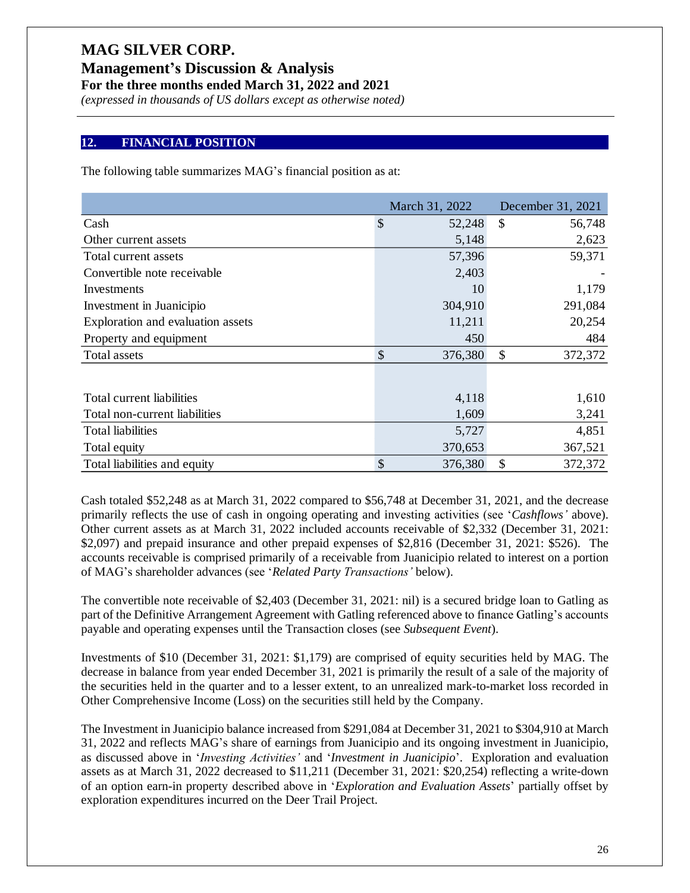## 12. FINANCIAL POSITION

The following table summarizes MAG's financial position as at:

| | March 31, 2022 | December 31, 2021 |
|---|---|---|
| Cash | $ 52,248 | $ 56,748 |
| Other current assets | 5,148 | 2,623 |
| Total current assets | 57,396 | 59,371 |
| Convertible note receivable | 2,403 | - |
| Investments | 10 | 1,179 |
| Investment in Juanicipio | 304,910 | 291,084 |
| Exploration and evaluation assets | 11,211 | 20,254 |
| Property and equipment | 450 | 484 |
| Total assets | $ 376,380 | $ 372,372 |
| | | |
| Total current liabilities | 4,118 | 1,610 |
| Total non-current liabilities | 1,609 | 3,241 |
| Total liabilities | 5,727 | 4,851 |
| Total equity | 370,653 | 367,521 |
| Total liabilities and equity | $ 376,380 | $ 372,372 |

Cash totaled $52,248 as at March 31, 2022 compared to $56,748 at December 31, 2021, and the decrease primarily reflects the use of cash in ongoing operating and investing activities (see '*Cashflows'* above). Other current assets as at March 31, 2022 included accounts receivable of $2,332 (December 31, 2021: $2,097) and prepaid insurance and other prepaid expenses of $2,816 (December 31, 2021: $526). The accounts receivable is comprised primarily of a receivable from Juanicipio related to interest on a portion of MAG's shareholder advances (see '*Related Party Transactions'* below).

The convertible note receivable of $2,403 (December 31, 2021: nil) is a secured bridge loan to Gatling as part of the Definitive Arrangement Agreement with Gatling referenced above to finance Gatling's accounts payable and operating expenses until the Transaction closes (see *Subsequent Event*).

Investments of $10 (December 31, 2021: $1,179) are comprised of equity securities held by MAG. The decrease in balance from year ended December 31, 2021 is primarily the result of a sale of the majority of the securities held in the quarter and to a lesser extent, to an unrealized mark-to-market loss recorded in Other Comprehensive Income (Loss) on the securities still held by the Company.

The Investment in Juanicipio balance increased from $291,084 at December 31, 2021 to $304,910 at March 31, 2022 and reflects MAG's share of earnings from Juanicipio and its ongoing investment in Juanicipio, as discussed above in '*Investing Activities'* and '*Investment in Juanicipio*'. Exploration and evaluation assets as at March 31, 2022 decreased to $11,211 (December 31, 2021: $20,254) reflecting a write-down of an option earn-in property described above in '*Exploration and Evaluation Assets*' partially offset by exploration expenditures incurred on the Deer Trail Project.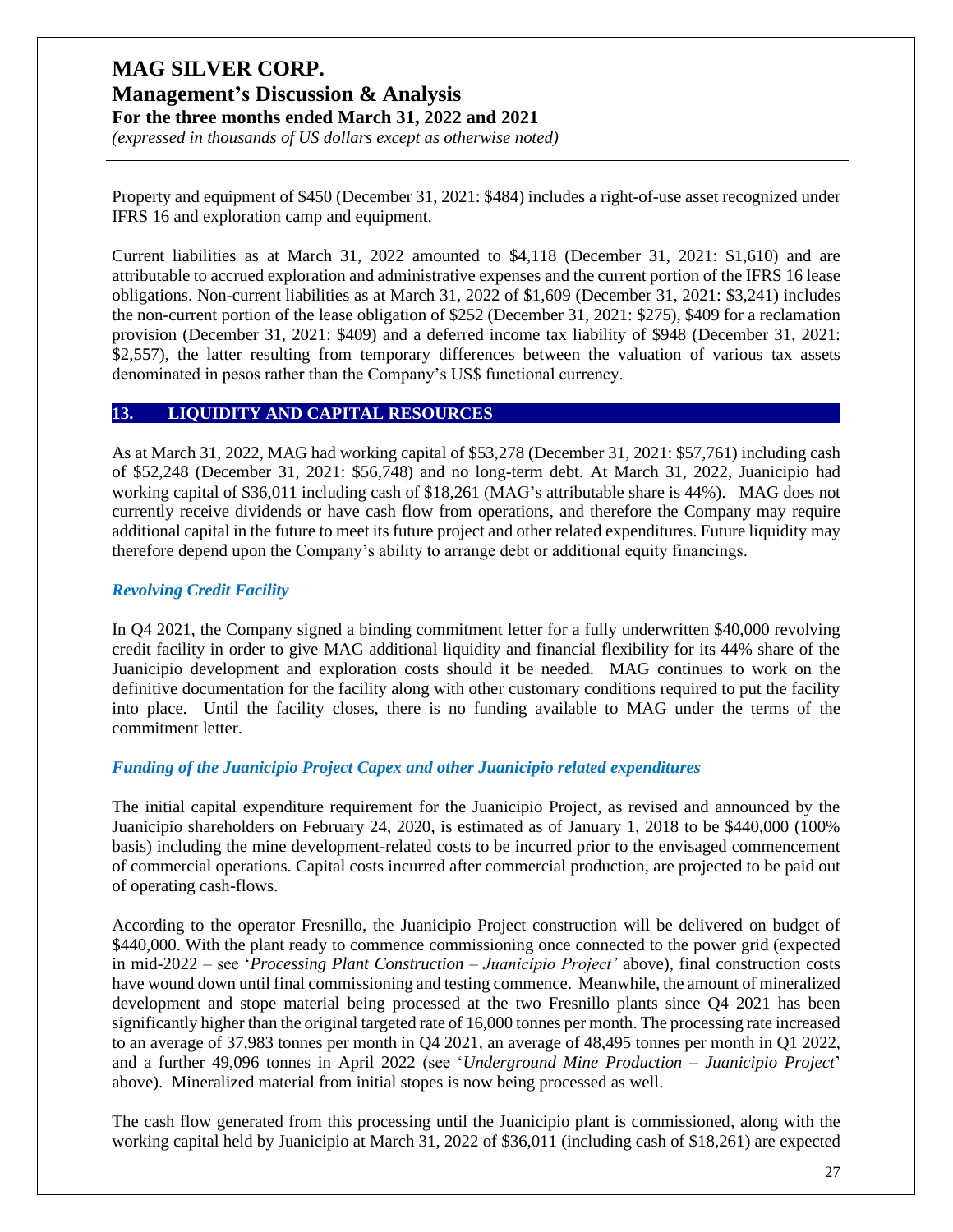Property and equipment of $450 (December 31, 2021: $484) includes a right-of-use asset recognized under IFRS 16 and exploration camp and equipment.

Current liabilities as at March 31, 2022 amounted to $4,118 (December 31, 2021: $1,610) and are attributable to accrued exploration and administrative expenses and the current portion of the IFRS 16 lease obligations. Non-current liabilities as at March 31, 2022 of $1,609 (December 31, 2021: $3,241) includes the non-current portion of the lease obligation of $252 (December 31, 2021: $275), $409 for a reclamation provision (December 31, 2021: $409) and a deferred income tax liability of $948 (December 31, 2021: $2,557), the latter resulting from temporary differences between the valuation of various tax assets denominated in pesos rather than the Company's US$ functional currency.

## 13. LIQUIDITY AND CAPITAL RESOURCES

As at March 31, 2022, MAG had working capital of $53,278 (December 31, 2021: $57,761) including cash of $52,248 (December 31, 2021: $56,748) and no long-term debt. At March 31, 2022, Juanicipio had working capital of $36,011 including cash of $18,261 (MAG's attributable share is 44%). MAG does not currently receive dividends or have cash flow from operations, and therefore the Company may require additional capital in the future to meet its future project and other related expenditures. Future liquidity may therefore depend upon the Company's ability to arrange debt or additional equity financings.

### *Revolving Credit Facility*

In Q4 2021, the Company signed a binding commitment letter for a fully underwritten $40,000 revolving credit facility in order to give MAG additional liquidity and financial flexibility for its 44% share of the Juanicipio development and exploration costs should it be needed. MAG continues to work on the definitive documentation for the facility along with other customary conditions required to put the facility into place. Until the facility closes, there is no funding available to MAG under the terms of the commitment letter.

### *Funding of the Juanicipio Project Capex and other Juanicipio related expenditures*

The initial capital expenditure requirement for the Juanicipio Project, as revised and announced by the Juanicipio shareholders on February 24, 2020, is estimated as of January 1, 2018 to be $440,000 (100% basis) including the mine development-related costs to be incurred prior to the envisaged commencement of commercial operations. Capital costs incurred after commercial production, are projected to be paid out of operating cash-flows.

According to the operator Fresnillo, the Juanicipio Project construction will be delivered on budget of $440,000. With the plant ready to commence commissioning once connected to the power grid (expected in mid-2022 – see '*Processing Plant Construction – Juanicipio Project'* above), final construction costs have wound down until final commissioning and testing commence. Meanwhile, the amount of mineralized development and stope material being processed at the two Fresnillo plants since Q4 2021 has been significantly higher than the original targeted rate of 16,000 tonnes per month. The processing rate increased to an average of 37,983 tonnes per month in Q4 2021, an average of 48,495 tonnes per month in Q1 2022, and a further 49,096 tonnes in April 2022 (see '*Underground Mine Production – Juanicipio Project*' above). Mineralized material from initial stopes is now being processed as well.

The cash flow generated from this processing until the Juanicipio plant is commissioned, along with the working capital held by Juanicipio at March 31, 2022 of $36,011 (including cash of $18,261) are expected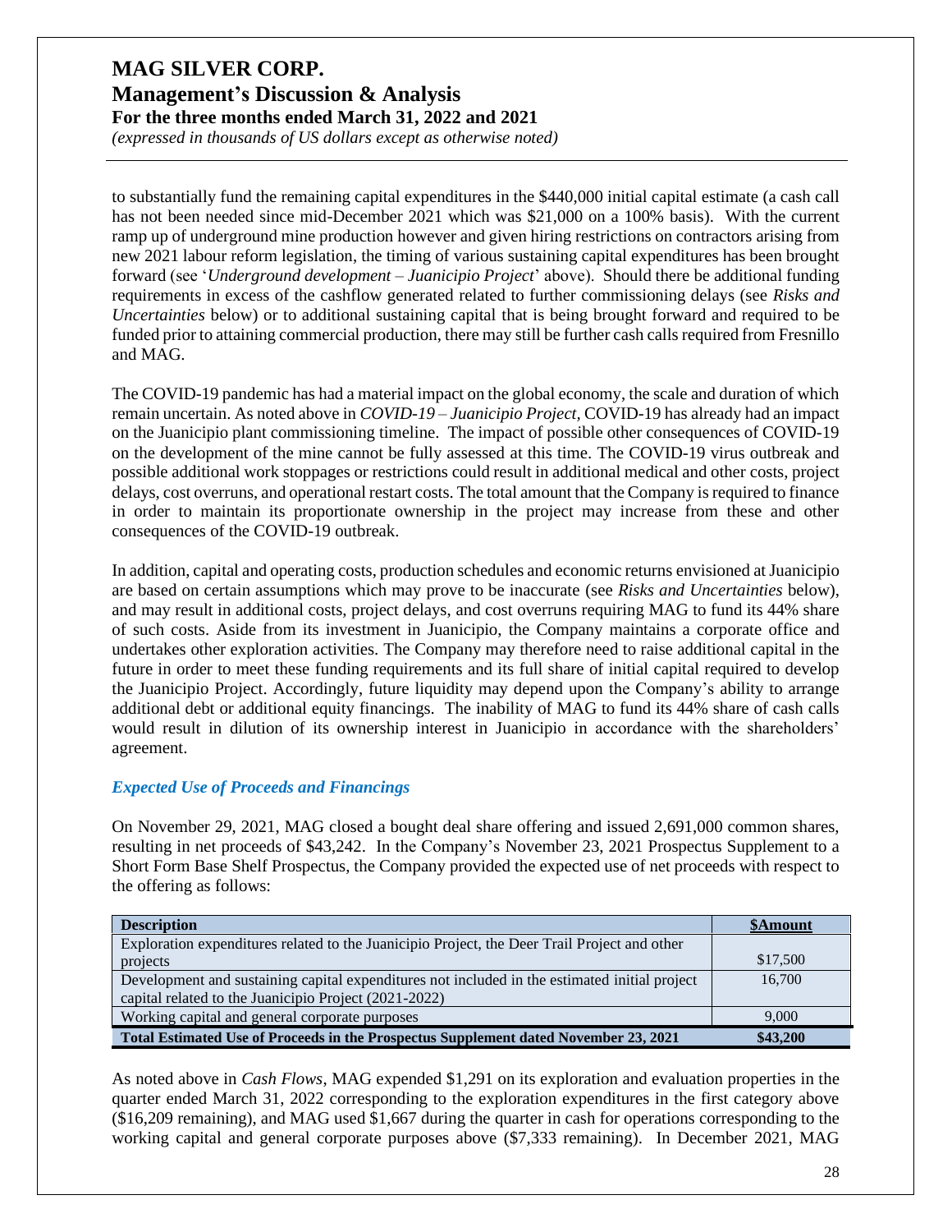to substantially fund the remaining capital expenditures in the $440,000 initial capital estimate (a cash call has not been needed since mid-December 2021 which was $21,000 on a 100% basis). With the current ramp up of underground mine production however and given hiring restrictions on contractors arising from new 2021 labour reform legislation, the timing of various sustaining capital expenditures has been brought forward (see '*Underground development – Juanicipio Project*' above). Should there be additional funding requirements in excess of the cashflow generated related to further commissioning delays (see *Risks and Uncertainties* below) or to additional sustaining capital that is being brought forward and required to be funded prior to attaining commercial production, there may still be further cash calls required from Fresnillo and MAG.

The COVID-19 pandemic has had a material impact on the global economy, the scale and duration of which remain uncertain. As noted above in *COVID-19 – Juanicipio Project,* COVID-19 has already had an impact on the Juanicipio plant commissioning timeline. The impact of possible other consequences of COVID-19 on the development of the mine cannot be fully assessed at this time. The COVID-19 virus outbreak and possible additional work stoppages or restrictions could result in additional medical and other costs, project delays, cost overruns, and operational restart costs. The total amount that the Company is required to finance in order to maintain its proportionate ownership in the project may increase from these and other consequences of the COVID-19 outbreak.

In addition, capital and operating costs, production schedules and economic returns envisioned at Juanicipio are based on certain assumptions which may prove to be inaccurate (see *Risks and Uncertainties* below), and may result in additional costs, project delays, and cost overruns requiring MAG to fund its 44% share of such costs. Aside from its investment in Juanicipio, the Company maintains a corporate office and undertakes other exploration activities. The Company may therefore need to raise additional capital in the future in order to meet these funding requirements and its full share of initial capital required to develop the Juanicipio Project. Accordingly, future liquidity may depend upon the Company's ability to arrange additional debt or additional equity financings. The inability of MAG to fund its 44% share of cash calls would result in dilution of its ownership interest in Juanicipio in accordance with the shareholders' agreement.

### *Expected Use of Proceeds and Financings*

On November 29, 2021, MAG closed a bought deal share offering and issued 2,691,000 common shares, resulting in net proceeds of $43,242. In the Company's November 23, 2021 Prospectus Supplement to a Short Form Base Shelf Prospectus, the Company provided the expected use of net proceeds with respect to the offering as follows:

| **Description** | **$Amount** |
|---|---|
| Exploration expenditures related to the Juanicipio Project, the Deer Trail Project and other projects | $17,500 |
| Development and sustaining capital expenditures not included in the estimated initial project capital related to the Juanicipio Project (2021-2022) | 16,700 |
| Working capital and general corporate purposes | 9,000 |
| **Total Estimated Use of Proceeds in the Prospectus Supplement dated November 23, 2021** | **$43,200** |

As noted above in *Cash Flows*, MAG expended $1,291 on its exploration and evaluation properties in the quarter ended March 31, 2022 corresponding to the exploration expenditures in the first category above ($16,209 remaining), and MAG used $1,667 during the quarter in cash for operations corresponding to the working capital and general corporate purposes above ($7,333 remaining). In December 2021, MAG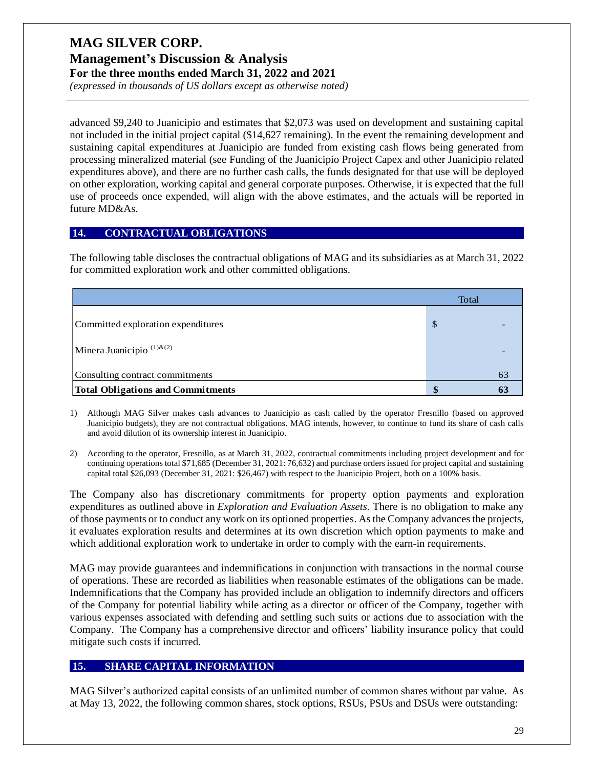advanced $9,240 to Juanicipio and estimates that $2,073 was used on development and sustaining capital not included in the initial project capital ($14,627 remaining). In the event the remaining development and sustaining capital expenditures at Juanicipio are funded from existing cash flows being generated from processing mineralized material (see Funding of the Juanicipio Project Capex and other Juanicipio related expenditures above), and there are no further cash calls, the funds designated for that use will be deployed on other exploration, working capital and general corporate purposes. Otherwise, it is expected that the full use of proceeds once expended, will align with the above estimates, and the actuals will be reported in future MD&As.

## 14. CONTRACTUAL OBLIGATIONS

The following table discloses the contractual obligations of MAG and its subsidiaries as at March 31, 2022 for committed exploration work and other committed obligations.

| | Total |
|---|---|
| Committed exploration expenditures | $ - |
| Minera Juanicipio [(1)&(2)] | - |
| Consulting contract commitments | 63 |
| **Total Obligations and Commitments** | **$ 63** |

1) Although MAG Silver makes cash advances to Juanicipio as cash called by the operator Fresnillo (based on approved Juanicipio budgets), they are not contractual obligations. MAG intends, however, to continue to fund its share of cash calls and avoid dilution of its ownership interest in Juanicipio.

2) According to the operator, Fresnillo, as at March 31, 2022, contractual commitments including project development and for continuing operations total $71,685 (December 31, 2021: 76,632) and purchase orders issued for project capital and sustaining capital total $26,093 (December 31, 2021: $26,467) with respect to the Juanicipio Project, both on a 100% basis.

The Company also has discretionary commitments for property option payments and exploration expenditures as outlined above in *Exploration and Evaluation Assets*. There is no obligation to make any of those payments or to conduct any work on its optioned properties. As the Company advances the projects, it evaluates exploration results and determines at its own discretion which option payments to make and which additional exploration work to undertake in order to comply with the earn-in requirements.

MAG may provide guarantees and indemnifications in conjunction with transactions in the normal course of operations. These are recorded as liabilities when reasonable estimates of the obligations can be made. Indemnifications that the Company has provided include an obligation to indemnify directors and officers of the Company for potential liability while acting as a director or officer of the Company, together with various expenses associated with defending and settling such suits or actions due to association with the Company. The Company has a comprehensive director and officers' liability insurance policy that could mitigate such costs if incurred.

## 15. SHARE CAPITAL INFORMATION

MAG Silver's authorized capital consists of an unlimited number of common shares without par value. As at May 13, 2022, the following common shares, stock options, RSUs, PSUs and DSUs were outstanding: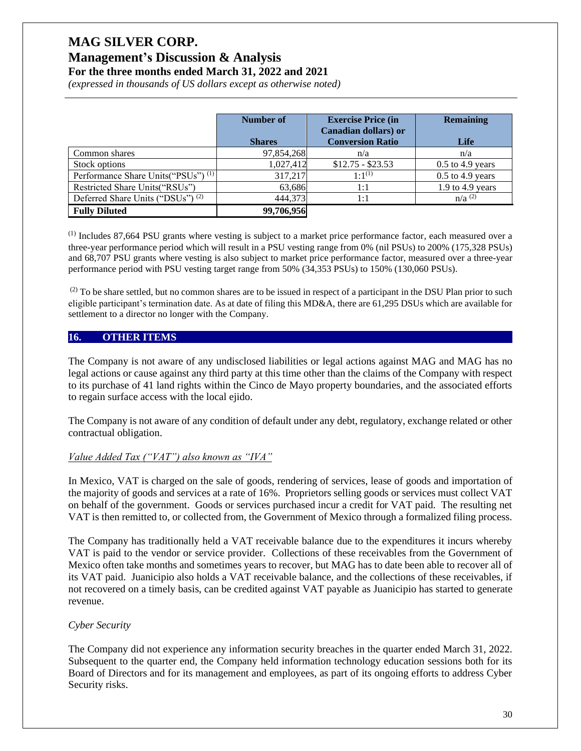| | Number of Shares | Exercise Price (in Canadian dollars) or Conversion Ratio | Remaining Life |
|---|---|---|---|
| Common shares | 97,854,268 | n/a | n/a |
| Stock options | 1,027,412 | $12.75 - $23.53 | 0.5 to 4.9 years |
| Performance Share Units("PSUs") [(1)] | 317,217 | 1:1[(1)] | 0.5 to 4.9 years |
| Restricted Share Units("RSUs") | 63,686 | 1:1 | 1.9 to 4.9 years |
| Deferred Share Units ("DSUs") [(2)] | 444,373 | 1:1 | n/a [(2)] |
| **Fully Diluted** | **99,706,956** | | |

[(1)] Includes 87,664 PSU grants where vesting is subject to a market price performance factor, each measured over a three-year performance period which will result in a PSU vesting range from 0% (nil PSUs) to 200% (175,328 PSUs) and 68,707 PSU grants where vesting is also subject to market price performance factor, measured over a three-year performance period with PSU vesting target range from 50% (34,353 PSUs) to 150% (130,060 PSUs).

[(2)] To be share settled, but no common shares are to be issued in respect of a participant in the DSU Plan prior to such eligible participant's termination date. As at date of filing this MD&A, there are 61,295 DSUs which are available for settlement to a director no longer with the Company.

## 16. OTHER ITEMS

The Company is not aware of any undisclosed liabilities or legal actions against MAG and MAG has no legal actions or cause against any third party at this time other than the claims of the Company with respect to its purchase of 41 land rights within the Cinco de Mayo property boundaries, and the associated efforts to regain surface access with the local ejido.

The Company is not aware of any condition of default under any debt, regulatory, exchange related or other contractual obligation.

*Value Added Tax ("VAT") also known as "IVA"*

In Mexico, VAT is charged on the sale of goods, rendering of services, lease of goods and importation of the majority of goods and services at a rate of 16%. Proprietors selling goods or services must collect VAT on behalf of the government. Goods or services purchased incur a credit for VAT paid. The resulting net VAT is then remitted to, or collected from, the Government of Mexico through a formalized filing process.

The Company has traditionally held a VAT receivable balance due to the expenditures it incurs whereby VAT is paid to the vendor or service provider. Collections of these receivables from the Government of Mexico often take months and sometimes years to recover, but MAG has to date been able to recover all of its VAT paid. Juanicipio also holds a VAT receivable balance, and the collections of these receivables, if not recovered on a timely basis, can be credited against VAT payable as Juanicipio has started to generate revenue.

*Cyber Security*

The Company did not experience any information security breaches in the quarter ended March 31, 2022. Subsequent to the quarter end, the Company held information technology education sessions both for its Board of Directors and for its management and employees, as part of its ongoing efforts to address Cyber Security risks.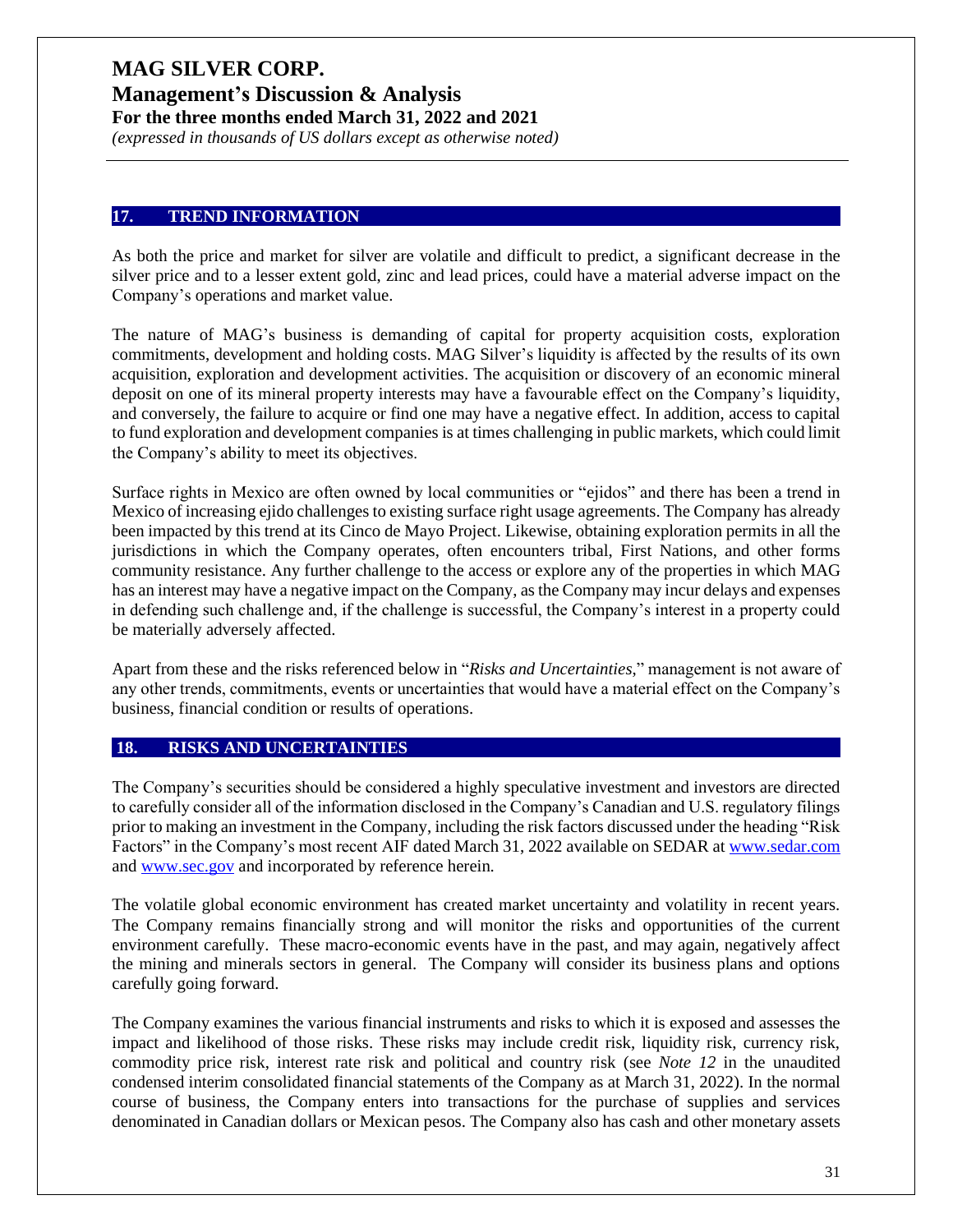## 17. TREND INFORMATION

As both the price and market for silver are volatile and difficult to predict, a significant decrease in the silver price and to a lesser extent gold, zinc and lead prices, could have a material adverse impact on the Company's operations and market value.

The nature of MAG's business is demanding of capital for property acquisition costs, exploration commitments, development and holding costs. MAG Silver's liquidity is affected by the results of its own acquisition, exploration and development activities. The acquisition or discovery of an economic mineral deposit on one of its mineral property interests may have a favourable effect on the Company's liquidity, and conversely, the failure to acquire or find one may have a negative effect. In addition, access to capital to fund exploration and development companies is at times challenging in public markets, which could limit the Company's ability to meet its objectives.

Surface rights in Mexico are often owned by local communities or "ejidos" and there has been a trend in Mexico of increasing ejido challenges to existing surface right usage agreements. The Company has already been impacted by this trend at its Cinco de Mayo Project. Likewise, obtaining exploration permits in all the jurisdictions in which the Company operates, often encounters tribal, First Nations, and other forms community resistance. Any further challenge to the access or explore any of the properties in which MAG has an interest may have a negative impact on the Company, as the Company may incur delays and expenses in defending such challenge and, if the challenge is successful, the Company's interest in a property could be materially adversely affected.

Apart from these and the risks referenced below in "*Risks and Uncertainties*," management is not aware of any other trends, commitments, events or uncertainties that would have a material effect on the Company's business, financial condition or results of operations.

## 18. RISKS AND UNCERTAINTIES

The Company's securities should be considered a highly speculative investment and investors are directed to carefully consider all of the information disclosed in the Company's Canadian and U.S. regulatory filings prior to making an investment in the Company, including the risk factors discussed under the heading "Risk Factors" in the Company's most recent AIF dated March 31, 2022 available on SEDAR at [www.sedar.com](www.sedar.com) and [www.sec.gov](www.sec.gov) and incorporated by reference herein.

The volatile global economic environment has created market uncertainty and volatility in recent years. The Company remains financially strong and will monitor the risks and opportunities of the current environment carefully. These macro-economic events have in the past, and may again, negatively affect the mining and minerals sectors in general. The Company will consider its business plans and options carefully going forward.

The Company examines the various financial instruments and risks to which it is exposed and assesses the impact and likelihood of those risks. These risks may include credit risk, liquidity risk, currency risk, commodity price risk, interest rate risk and political and country risk (see *Note 12* in the unaudited condensed interim consolidated financial statements of the Company as at March 31, 2022). In the normal course of business, the Company enters into transactions for the purchase of supplies and services denominated in Canadian dollars or Mexican pesos. The Company also has cash and other monetary assets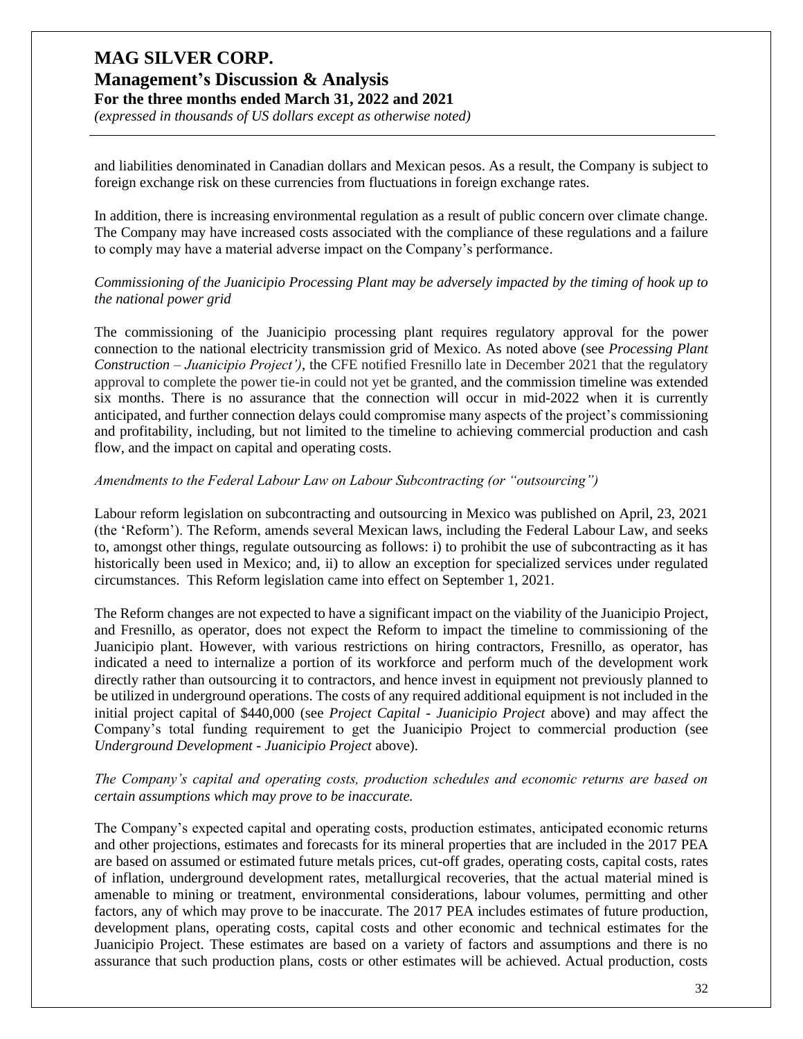and liabilities denominated in Canadian dollars and Mexican pesos. As a result, the Company is subject to foreign exchange risk on these currencies from fluctuations in foreign exchange rates.

In addition, there is increasing environmental regulation as a result of public concern over climate change. The Company may have increased costs associated with the compliance of these regulations and a failure to comply may have a material adverse impact on the Company's performance.

*Commissioning of the Juanicipio Processing Plant may be adversely impacted by the timing of hook up to the national power grid*

The commissioning of the Juanicipio processing plant requires regulatory approval for the power connection to the national electricity transmission grid of Mexico. As noted above (see *Processing Plant Construction – Juanicipio Project')*, the CFE notified Fresnillo late in December 2021 that the regulatory approval to complete the power tie-in could not yet be granted, and the commission timeline was extended six months. There is no assurance that the connection will occur in mid-2022 when it is currently anticipated, and further connection delays could compromise many aspects of the project's commissioning and profitability, including, but not limited to the timeline to achieving commercial production and cash flow, and the impact on capital and operating costs.

*Amendments to the Federal Labour Law on Labour Subcontracting (or "outsourcing")*

Labour reform legislation on subcontracting and outsourcing in Mexico was published on April, 23, 2021 (the 'Reform'). The Reform, amends several Mexican laws, including the Federal Labour Law, and seeks to, amongst other things, regulate outsourcing as follows: i) to prohibit the use of subcontracting as it has historically been used in Mexico; and, ii) to allow an exception for specialized services under regulated circumstances. This Reform legislation came into effect on September 1, 2021.

The Reform changes are not expected to have a significant impact on the viability of the Juanicipio Project, and Fresnillo, as operator, does not expect the Reform to impact the timeline to commissioning of the Juanicipio plant. However, with various restrictions on hiring contractors, Fresnillo, as operator, has indicated a need to internalize a portion of its workforce and perform much of the development work directly rather than outsourcing it to contractors, and hence invest in equipment not previously planned to be utilized in underground operations. The costs of any required additional equipment is not included in the initial project capital of $440,000 (see *Project Capital - Juanicipio Project* above) and may affect the Company's total funding requirement to get the Juanicipio Project to commercial production (see *Underground Development - Juanicipio Project* above).

*The Company's capital and operating costs, production schedules and economic returns are based on certain assumptions which may prove to be inaccurate.*

The Company's expected capital and operating costs, production estimates, anticipated economic returns and other projections, estimates and forecasts for its mineral properties that are included in the 2017 PEA are based on assumed or estimated future metals prices, cut-off grades, operating costs, capital costs, rates of inflation, underground development rates, metallurgical recoveries, that the actual material mined is amenable to mining or treatment, environmental considerations, labour volumes, permitting and other factors, any of which may prove to be inaccurate. The 2017 PEA includes estimates of future production, development plans, operating costs, capital costs and other economic and technical estimates for the Juanicipio Project. These estimates are based on a variety of factors and assumptions and there is no assurance that such production plans, costs or other estimates will be achieved. Actual production, costs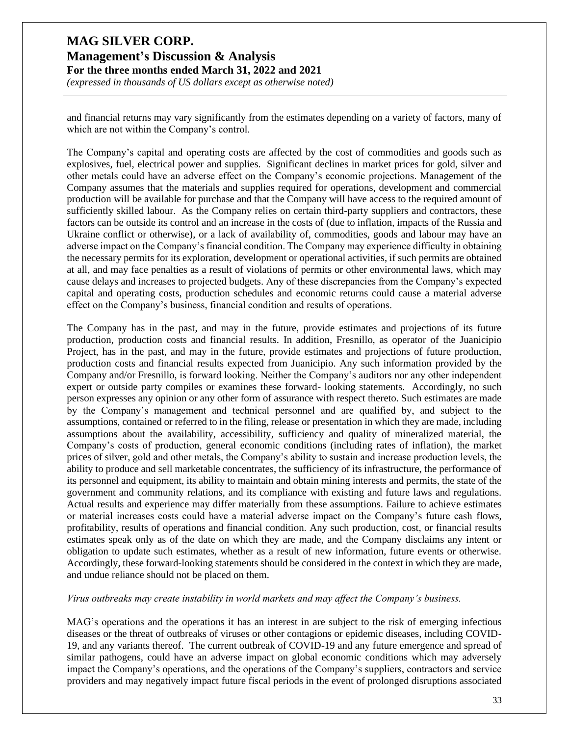and financial returns may vary significantly from the estimates depending on a variety of factors, many of which are not within the Company's control.

The Company's capital and operating costs are affected by the cost of commodities and goods such as explosives, fuel, electrical power and supplies. Significant declines in market prices for gold, silver and other metals could have an adverse effect on the Company's economic projections. Management of the Company assumes that the materials and supplies required for operations, development and commercial production will be available for purchase and that the Company will have access to the required amount of sufficiently skilled labour. As the Company relies on certain third-party suppliers and contractors, these factors can be outside its control and an increase in the costs of (due to inflation, impacts of the Russia and Ukraine conflict or otherwise), or a lack of availability of, commodities, goods and labour may have an adverse impact on the Company's financial condition. The Company may experience difficulty in obtaining the necessary permits for its exploration, development or operational activities, if such permits are obtained at all, and may face penalties as a result of violations of permits or other environmental laws, which may cause delays and increases to projected budgets. Any of these discrepancies from the Company's expected capital and operating costs, production schedules and economic returns could cause a material adverse effect on the Company's business, financial condition and results of operations.

The Company has in the past, and may in the future, provide estimates and projections of its future production, production costs and financial results. In addition, Fresnillo, as operator of the Juanicipio Project, has in the past, and may in the future, provide estimates and projections of future production, production costs and financial results expected from Juanicipio. Any such information provided by the Company and/or Fresnillo, is forward looking. Neither the Company's auditors nor any other independent expert or outside party compiles or examines these forward- looking statements. Accordingly, no such person expresses any opinion or any other form of assurance with respect thereto. Such estimates are made by the Company's management and technical personnel and are qualified by, and subject to the assumptions, contained or referred to in the filing, release or presentation in which they are made, including assumptions about the availability, accessibility, sufficiency and quality of mineralized material, the Company's costs of production, general economic conditions (including rates of inflation), the market prices of silver, gold and other metals, the Company's ability to sustain and increase production levels, the ability to produce and sell marketable concentrates, the sufficiency of its infrastructure, the performance of its personnel and equipment, its ability to maintain and obtain mining interests and permits, the state of the government and community relations, and its compliance with existing and future laws and regulations. Actual results and experience may differ materially from these assumptions. Failure to achieve estimates or material increases costs could have a material adverse impact on the Company's future cash flows, profitability, results of operations and financial condition. Any such production, cost, or financial results estimates speak only as of the date on which they are made, and the Company disclaims any intent or obligation to update such estimates, whether as a result of new information, future events or otherwise. Accordingly, these forward-looking statements should be considered in the context in which they are made, and undue reliance should not be placed on them.

*Virus outbreaks may create instability in world markets and may affect the Company's business.*

MAG's operations and the operations it has an interest in are subject to the risk of emerging infectious diseases or the threat of outbreaks of viruses or other contagions or epidemic diseases, including COVID-19, and any variants thereof. The current outbreak of COVID-19 and any future emergence and spread of similar pathogens, could have an adverse impact on global economic conditions which may adversely impact the Company's operations, and the operations of the Company's suppliers, contractors and service providers and may negatively impact future fiscal periods in the event of prolonged disruptions associated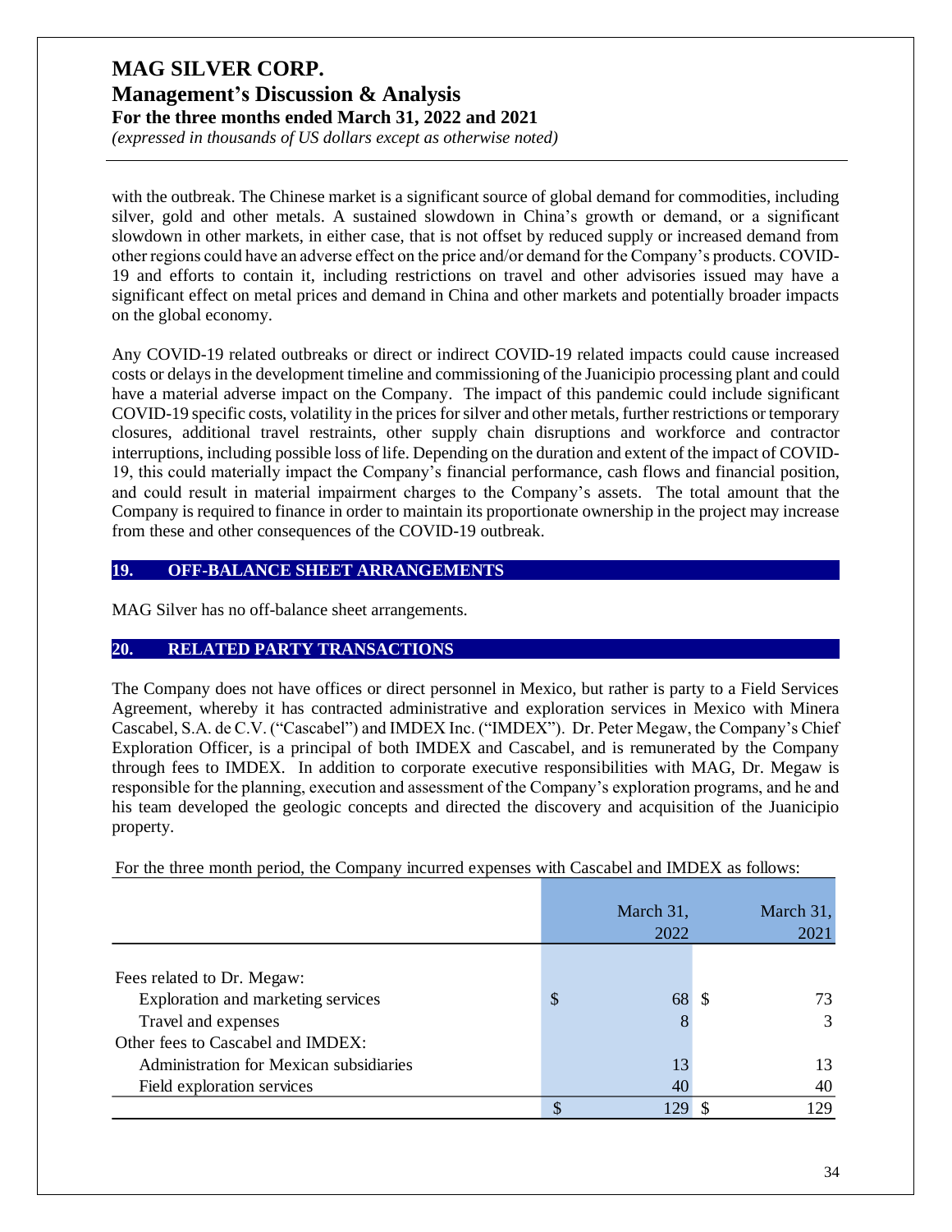with the outbreak. The Chinese market is a significant source of global demand for commodities, including silver, gold and other metals. A sustained slowdown in China's growth or demand, or a significant slowdown in other markets, in either case, that is not offset by reduced supply or increased demand from other regions could have an adverse effect on the price and/or demand for the Company's products. COVID-19 and efforts to contain it, including restrictions on travel and other advisories issued may have a significant effect on metal prices and demand in China and other markets and potentially broader impacts on the global economy.

Any COVID-19 related outbreaks or direct or indirect COVID-19 related impacts could cause increased costs or delays in the development timeline and commissioning of the Juanicipio processing plant and could have a material adverse impact on the Company. The impact of this pandemic could include significant COVID-19 specific costs, volatility in the prices for silver and other metals, further restrictions or temporary closures, additional travel restraints, other supply chain disruptions and workforce and contractor interruptions, including possible loss of life. Depending on the duration and extent of the impact of COVID-19, this could materially impact the Company's financial performance, cash flows and financial position, and could result in material impairment charges to the Company's assets. The total amount that the Company is required to finance in order to maintain its proportionate ownership in the project may increase from these and other consequences of the COVID-19 outbreak.

## 19. OFF-BALANCE SHEET ARRANGEMENTS

MAG Silver has no off-balance sheet arrangements.

## 20. RELATED PARTY TRANSACTIONS

The Company does not have offices or direct personnel in Mexico, but rather is party to a Field Services Agreement, whereby it has contracted administrative and exploration services in Mexico with Minera Cascabel, S.A. de C.V. ("Cascabel") and IMDEX Inc. ("IMDEX"). Dr. Peter Megaw, the Company's Chief Exploration Officer, is a principal of both IMDEX and Cascabel, and is remunerated by the Company through fees to IMDEX. In addition to corporate executive responsibilities with MAG, Dr. Megaw is responsible for the planning, execution and assessment of the Company's exploration programs, and he and his team developed the geologic concepts and directed the discovery and acquisition of the Juanicipio property.

For the three month period, the Company incurred expenses with Cascabel and IMDEX as follows:

| | March 31, 2022 | March 31, 2021 |
|---|---|---|
| Fees related to Dr. Megaw: | | |
| Exploration and marketing services | $ 68 | $ 73 |
| Travel and expenses | 8 | 3 |
| Other fees to Cascabel and IMDEX: | | |
| Administration for Mexican subsidiaries | 13 | 13 |
| Field exploration services | 40 | 40 |
| | $ 129 | $ 129 |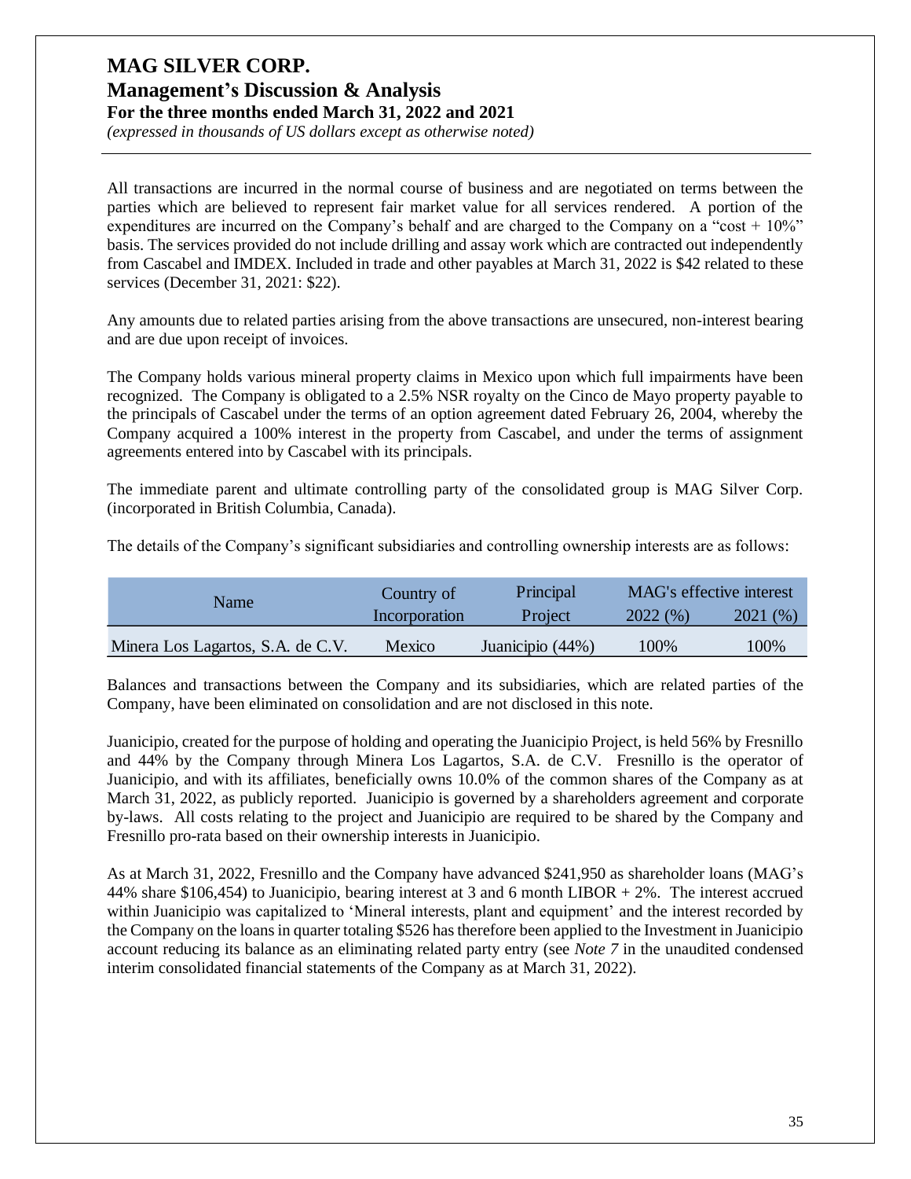All transactions are incurred in the normal course of business and are negotiated on terms between the parties which are believed to represent fair market value for all services rendered. A portion of the expenditures are incurred on the Company's behalf and are charged to the Company on a "cost + 10%" basis. The services provided do not include drilling and assay work which are contracted out independently from Cascabel and IMDEX. Included in trade and other payables at March 31, 2022 is $42 related to these services (December 31, 2021: $22).

Any amounts due to related parties arising from the above transactions are unsecured, non-interest bearing and are due upon receipt of invoices.

The Company holds various mineral property claims in Mexico upon which full impairments have been recognized. The Company is obligated to a 2.5% NSR royalty on the Cinco de Mayo property payable to the principals of Cascabel under the terms of an option agreement dated February 26, 2004, whereby the Company acquired a 100% interest in the property from Cascabel, and under the terms of assignment agreements entered into by Cascabel with its principals.

The immediate parent and ultimate controlling party of the consolidated group is MAG Silver Corp. (incorporated in British Columbia, Canada).

The details of the Company's significant subsidiaries and controlling ownership interests are as follows:

| Name | Country of Incorporation | Principal Project | MAG's effective interest | |
|---|---|---|---|---|
| | | | 2022 (%) | 2021 (%) |
| Minera Los Lagartos, S.A. de C.V. | Mexico | Juanicipio (44%) | 100% | 100% |

Balances and transactions between the Company and its subsidiaries, which are related parties of the Company, have been eliminated on consolidation and are not disclosed in this note.

Juanicipio, created for the purpose of holding and operating the Juanicipio Project, is held 56% by Fresnillo and 44% by the Company through Minera Los Lagartos, S.A. de C.V. Fresnillo is the operator of Juanicipio, and with its affiliates, beneficially owns 10.0% of the common shares of the Company as at March 31, 2022, as publicly reported. Juanicipio is governed by a shareholders agreement and corporate by-laws. All costs relating to the project and Juanicipio are required to be shared by the Company and Fresnillo pro-rata based on their ownership interests in Juanicipio.

As at March 31, 2022, Fresnillo and the Company have advanced $241,950 as shareholder loans (MAG's 44% share $106,454) to Juanicipio, bearing interest at 3 and 6 month LIBOR + 2%. The interest accrued within Juanicipio was capitalized to 'Mineral interests, plant and equipment' and the interest recorded by the Company on the loans in quarter totaling $526 has therefore been applied to the Investment in Juanicipio account reducing its balance as an eliminating related party entry (see *Note 7* in the unaudited condensed interim consolidated financial statements of the Company as at March 31, 2022).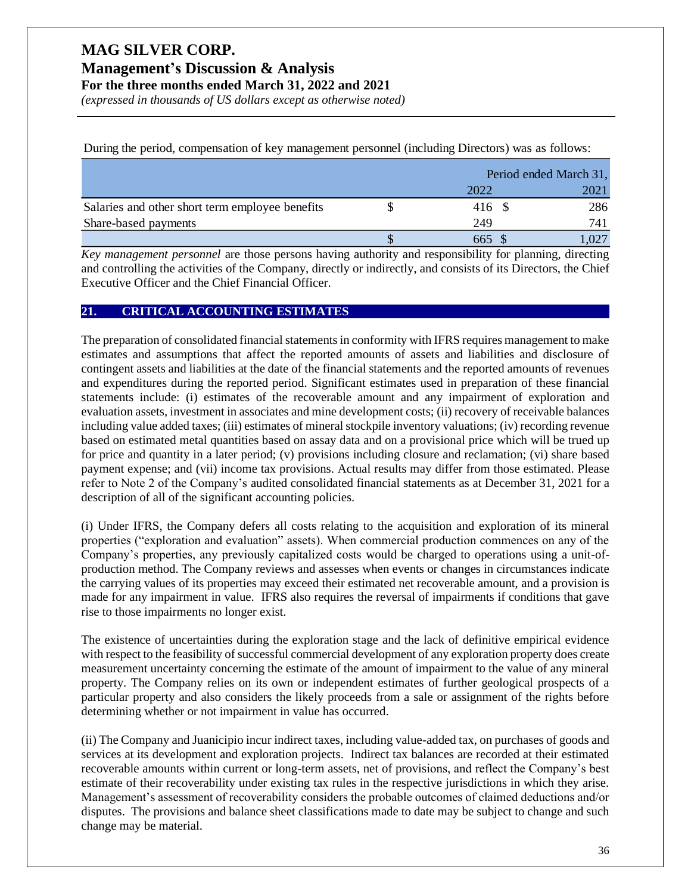During the period, compensation of key management personnel (including Directors) was as follows:

| | Period ended March 31, | |
|---|---|---|
| | 2022 | 2021 |
| Salaries and other short term employee benefits | $ 416 | $ 286 |
| Share-based payments | 249 | 741 |
| | $ 665 | $ 1,027 |

*Key management personnel* are those persons having authority and responsibility for planning, directing and controlling the activities of the Company, directly or indirectly, and consists of its Directors, the Chief Executive Officer and the Chief Financial Officer.

## 21. CRITICAL ACCOUNTING ESTIMATES

The preparation of consolidated financial statements in conformity with IFRS requires management to make estimates and assumptions that affect the reported amounts of assets and liabilities and disclosure of contingent assets and liabilities at the date of the financial statements and the reported amounts of revenues and expenditures during the reported period. Significant estimates used in preparation of these financial statements include: (i) estimates of the recoverable amount and any impairment of exploration and evaluation assets, investment in associates and mine development costs; (ii) recovery of receivable balances including value added taxes; (iii) estimates of mineral stockpile inventory valuations; (iv) recording revenue based on estimated metal quantities based on assay data and on a provisional price which will be trued up for price and quantity in a later period; (v) provisions including closure and reclamation; (vi) share based payment expense; and (vii) income tax provisions. Actual results may differ from those estimated. Please refer to Note 2 of the Company's audited consolidated financial statements as at December 31, 2021 for a description of all of the significant accounting policies.

(i) Under IFRS, the Company defers all costs relating to the acquisition and exploration of its mineral properties ("exploration and evaluation" assets). When commercial production commences on any of the Company's properties, any previously capitalized costs would be charged to operations using a unit-of-production method. The Company reviews and assesses when events or changes in circumstances indicate the carrying values of its properties may exceed their estimated net recoverable amount, and a provision is made for any impairment in value. IFRS also requires the reversal of impairments if conditions that gave rise to those impairments no longer exist.

The existence of uncertainties during the exploration stage and the lack of definitive empirical evidence with respect to the feasibility of successful commercial development of any exploration property does create measurement uncertainty concerning the estimate of the amount of impairment to the value of any mineral property. The Company relies on its own or independent estimates of further geological prospects of a particular property and also considers the likely proceeds from a sale or assignment of the rights before determining whether or not impairment in value has occurred.

(ii) The Company and Juanicipio incur indirect taxes, including value-added tax, on purchases of goods and services at its development and exploration projects. Indirect tax balances are recorded at their estimated recoverable amounts within current or long-term assets, net of provisions, and reflect the Company's best estimate of their recoverability under existing tax rules in the respective jurisdictions in which they arise. Management's assessment of recoverability considers the probable outcomes of claimed deductions and/or disputes. The provisions and balance sheet classifications made to date may be subject to change and such change may be material.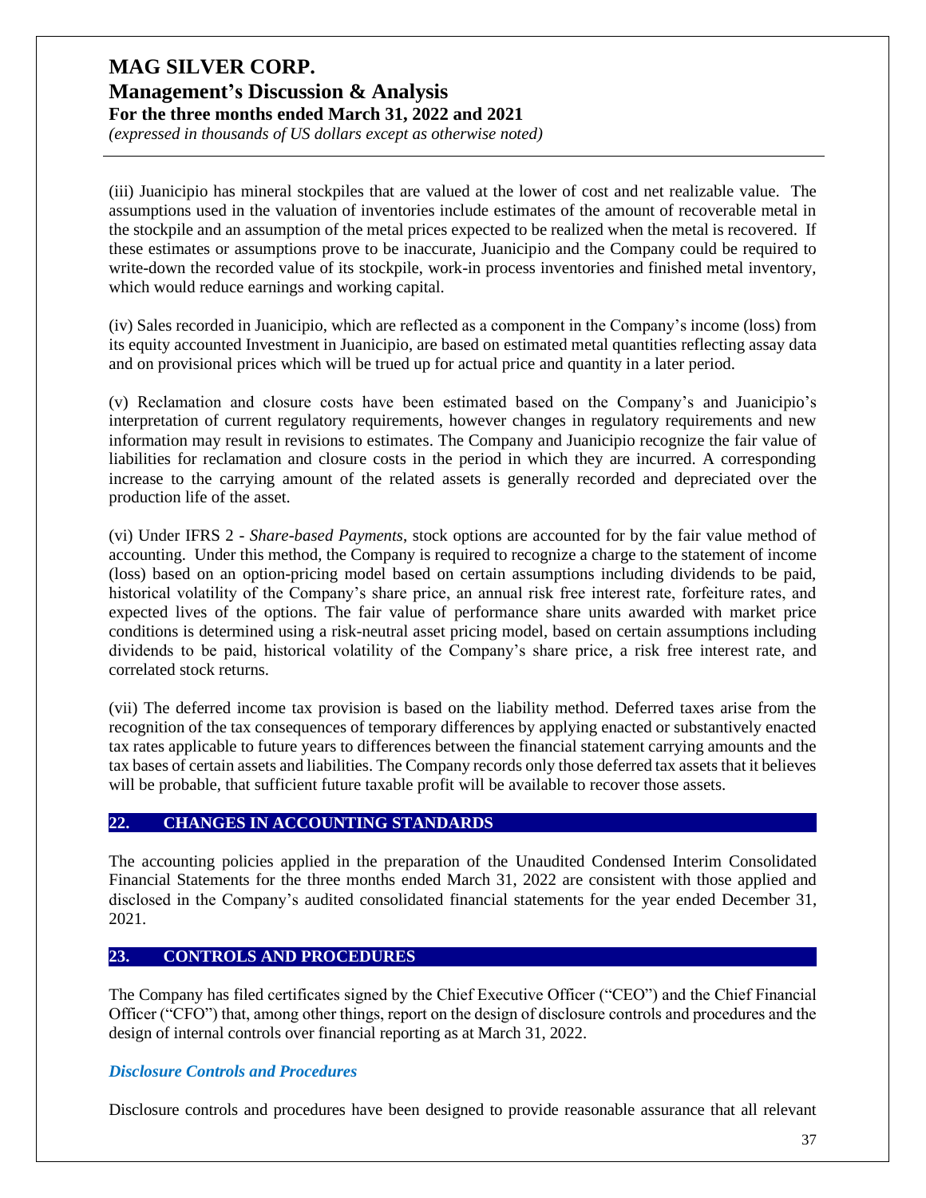(iii) Juanicipio has mineral stockpiles that are valued at the lower of cost and net realizable value. The assumptions used in the valuation of inventories include estimates of the amount of recoverable metal in the stockpile and an assumption of the metal prices expected to be realized when the metal is recovered. If these estimates or assumptions prove to be inaccurate, Juanicipio and the Company could be required to write-down the recorded value of its stockpile, work-in process inventories and finished metal inventory, which would reduce earnings and working capital.

(iv) Sales recorded in Juanicipio, which are reflected as a component in the Company's income (loss) from its equity accounted Investment in Juanicipio, are based on estimated metal quantities reflecting assay data and on provisional prices which will be trued up for actual price and quantity in a later period.

(v) Reclamation and closure costs have been estimated based on the Company's and Juanicipio's interpretation of current regulatory requirements, however changes in regulatory requirements and new information may result in revisions to estimates. The Company and Juanicipio recognize the fair value of liabilities for reclamation and closure costs in the period in which they are incurred. A corresponding increase to the carrying amount of the related assets is generally recorded and depreciated over the production life of the asset.

(vi) Under IFRS 2 - *Share-based Payments*, stock options are accounted for by the fair value method of accounting. Under this method, the Company is required to recognize a charge to the statement of income (loss) based on an option-pricing model based on certain assumptions including dividends to be paid, historical volatility of the Company's share price, an annual risk free interest rate, forfeiture rates, and expected lives of the options. The fair value of performance share units awarded with market price conditions is determined using a risk-neutral asset pricing model, based on certain assumptions including dividends to be paid, historical volatility of the Company's share price, a risk free interest rate, and correlated stock returns.

(vii) The deferred income tax provision is based on the liability method. Deferred taxes arise from the recognition of the tax consequences of temporary differences by applying enacted or substantively enacted tax rates applicable to future years to differences between the financial statement carrying amounts and the tax bases of certain assets and liabilities. The Company records only those deferred tax assets that it believes will be probable, that sufficient future taxable profit will be available to recover those assets.

## 22. CHANGES IN ACCOUNTING STANDARDS

The accounting policies applied in the preparation of the Unaudited Condensed Interim Consolidated Financial Statements for the three months ended March 31, 2022 are consistent with those applied and disclosed in the Company's audited consolidated financial statements for the year ended December 31, 2021.

## 23. CONTROLS AND PROCEDURES

The Company has filed certificates signed by the Chief Executive Officer ("CEO") and the Chief Financial Officer ("CFO") that, among other things, report on the design of disclosure controls and procedures and the design of internal controls over financial reporting as at March 31, 2022.

### *Disclosure Controls and Procedures*

Disclosure controls and procedures have been designed to provide reasonable assurance that all relevant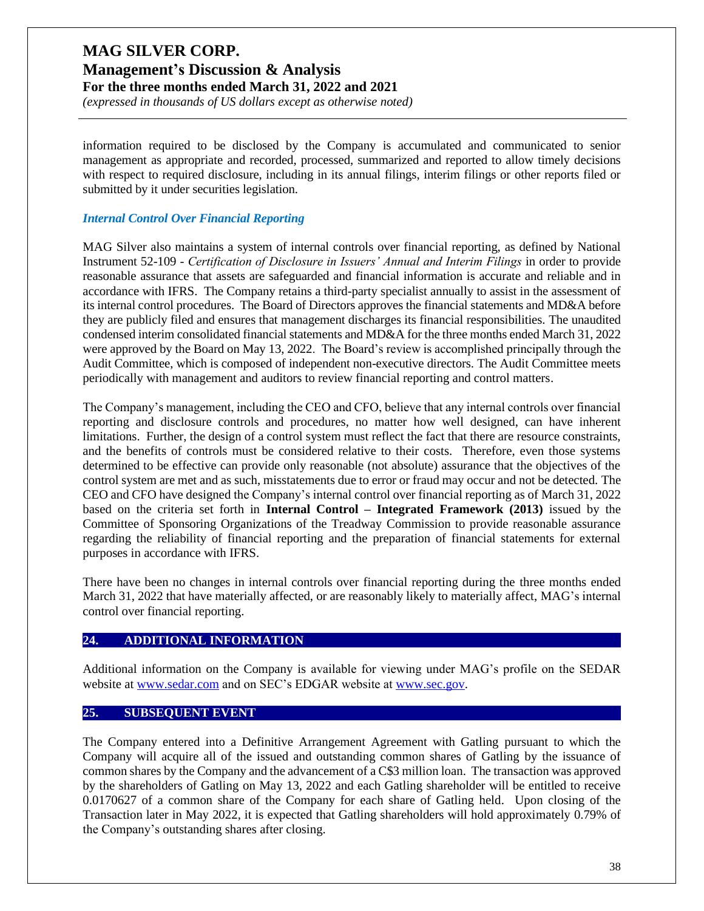information required to be disclosed by the Company is accumulated and communicated to senior management as appropriate and recorded, processed, summarized and reported to allow timely decisions with respect to required disclosure, including in its annual filings, interim filings or other reports filed or submitted by it under securities legislation.

### *Internal Control Over Financial Reporting*

MAG Silver also maintains a system of internal controls over financial reporting, as defined by National Instrument 52-109 - *Certification of Disclosure in Issuers' Annual and Interim Filings* in order to provide reasonable assurance that assets are safeguarded and financial information is accurate and reliable and in accordance with IFRS. The Company retains a third-party specialist annually to assist in the assessment of its internal control procedures. The Board of Directors approves the financial statements and MD&A before they are publicly filed and ensures that management discharges its financial responsibilities. The unaudited condensed interim consolidated financial statements and MD&A for the three months ended March 31, 2022 were approved by the Board on May 13, 2022. The Board's review is accomplished principally through the Audit Committee, which is composed of independent non-executive directors. The Audit Committee meets periodically with management and auditors to review financial reporting and control matters.

The Company's management, including the CEO and CFO, believe that any internal controls over financial reporting and disclosure controls and procedures, no matter how well designed, can have inherent limitations. Further, the design of a control system must reflect the fact that there are resource constraints, and the benefits of controls must be considered relative to their costs. Therefore, even those systems determined to be effective can provide only reasonable (not absolute) assurance that the objectives of the control system are met and as such, misstatements due to error or fraud may occur and not be detected. The CEO and CFO have designed the Company's internal control over financial reporting as of March 31, 2022 based on the criteria set forth in **Internal Control – Integrated Framework (2013)** issued by the Committee of Sponsoring Organizations of the Treadway Commission to provide reasonable assurance regarding the reliability of financial reporting and the preparation of financial statements for external purposes in accordance with IFRS.

There have been no changes in internal controls over financial reporting during the three months ended March 31, 2022 that have materially affected, or are reasonably likely to materially affect, MAG's internal control over financial reporting.

## 24. ADDITIONAL INFORMATION

Additional information on the Company is available for viewing under MAG's profile on the SEDAR website at [www.sedar.com](www.sedar.com) and on SEC's EDGAR website at [www.sec.gov](www.sec.gov).

## 25. SUBSEQUENT EVENT

The Company entered into a Definitive Arrangement Agreement with Gatling pursuant to which the Company will acquire all of the issued and outstanding common shares of Gatling by the issuance of common shares by the Company and the advancement of a C$3 million loan. The transaction was approved by the shareholders of Gatling on May 13, 2022 and each Gatling shareholder will be entitled to receive 0.0170627 of a common share of the Company for each share of Gatling held. Upon closing of the Transaction later in May 2022, it is expected that Gatling shareholders will hold approximately 0.79% of the Company's outstanding shares after closing.